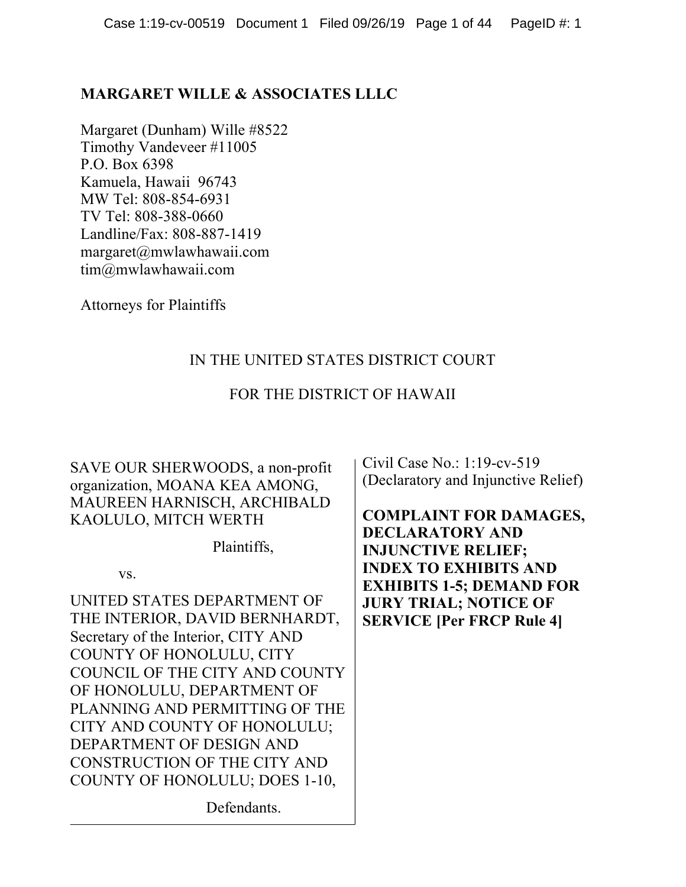**MARGARET WILLE & ASSOCIATES LLLC**

Margaret (Dunham) Wille #8522
Timothy Vandeveer #11005
P.O. Box 6398
Kamuela, Hawaii 96743
MW Tel: 808-854-6931
TV Tel: 808-388-0660
Landline/Fax: 808-887-1419
margaret@mwlawhawaii.com
tim@mwlawhawaii.com

Attorneys for Plaintiffs

IN THE UNITED STATES DISTRICT COURT

FOR THE DISTRICT OF HAWAII

| | |
|---|---|
| SAVE OUR SHERWOODS, a non-profit organization, MOANA KEA AMONG, MAUREEN HARNISCH, ARCHIBALD KAOLULO, MITCH WERTH<br><br>Plaintiffs,<br><br>vs.<br><br>UNITED STATES DEPARTMENT OF THE INTERIOR, DAVID BERNHARDT, Secretary of the Interior, CITY AND COUNTY OF HONOLULU, CITY COUNCIL OF THE CITY AND COUNTY OF HONOLULU, DEPARTMENT OF PLANNING AND PERMITTING OF THE CITY AND COUNTY OF HONOLULU; DEPARTMENT OF DESIGN AND CONSTRUCTION OF THE CITY AND COUNTY OF HONOLULU; DOES 1-10,<br><br>Defendants. | Civil Case No.: 1:19-cv-519<br>(Declaratory and Injunctive Relief)<br><br>**COMPLAINT FOR DAMAGES, DECLARATORY AND INJUNCTIVE RELIEF; INDEX TO EXHIBITS AND EXHIBITS 1-5; DEMAND FOR JURY TRIAL; NOTICE OF SERVICE [Per FRCP Rule 4]** |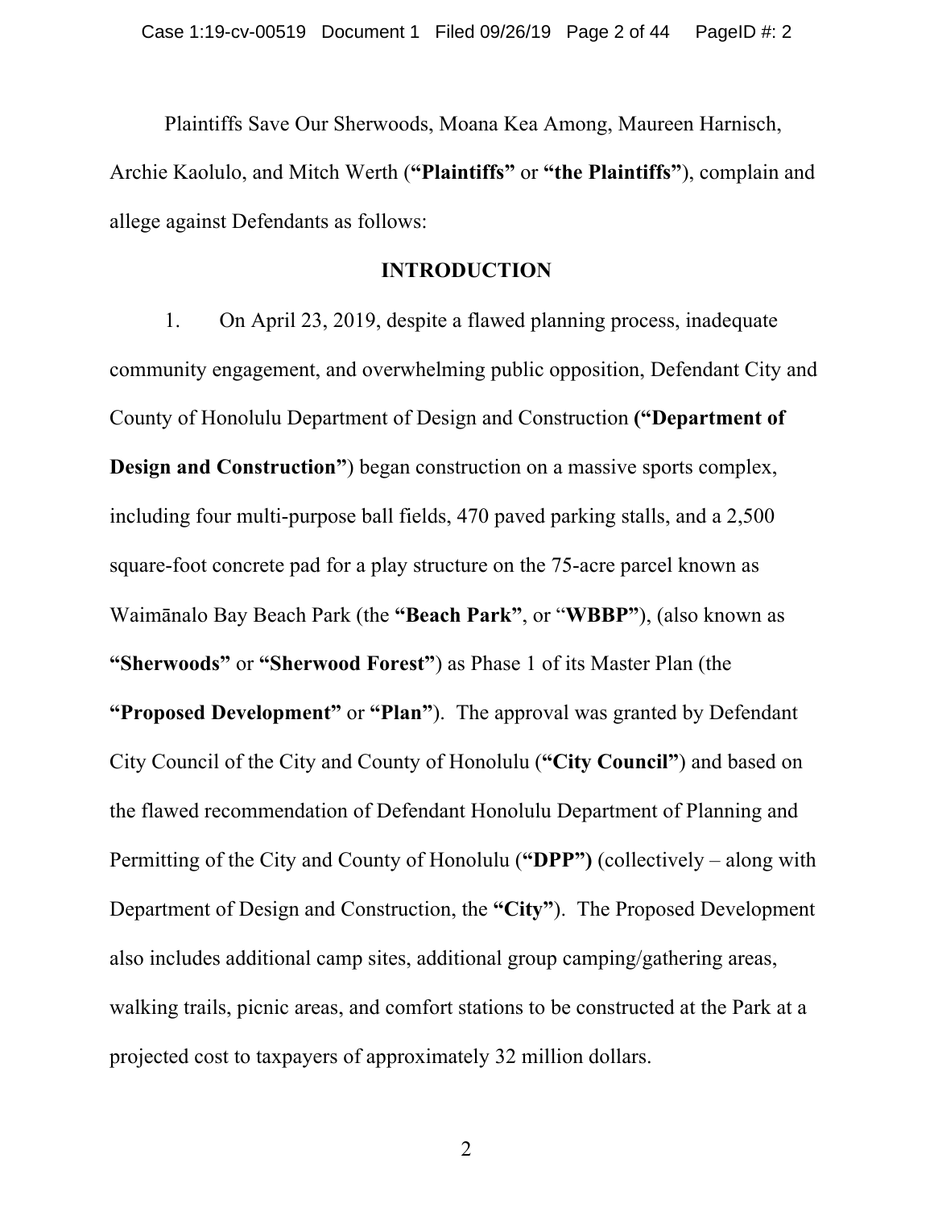Plaintiffs Save Our Sherwoods, Moana Kea Among, Maureen Harnisch, Archie Kaolulo, and Mitch Werth (**"Plaintiffs"** or **"the Plaintiffs"**), complain and allege against Defendants as follows:

## INTRODUCTION

1. On April 23, 2019, despite a flawed planning process, inadequate community engagement, and overwhelming public opposition, Defendant City and County of Honolulu Department of Design and Construction **("Department of Design and Construction"**) began construction on a massive sports complex, including four multi-purpose ball fields, 470 paved parking stalls, and a 2,500 square-foot concrete pad for a play structure on the 75-acre parcel known as Waimānalo Bay Beach Park (the **"Beach Park"**, or "**WBBP"**), (also known as **"Sherwoods"** or **"Sherwood Forest"**) as Phase 1 of its Master Plan (the **"Proposed Development"** or **"Plan"**). The approval was granted by Defendant City Council of the City and County of Honolulu (**"City Council"**) and based on the flawed recommendation of Defendant Honolulu Department of Planning and Permitting of the City and County of Honolulu (**"DPP")** (collectively – along with Department of Design and Construction, the **"City"**). The Proposed Development also includes additional camp sites, additional group camping/gathering areas, walking trails, picnic areas, and comfort stations to be constructed at the Park at a projected cost to taxpayers of approximately 32 million dollars.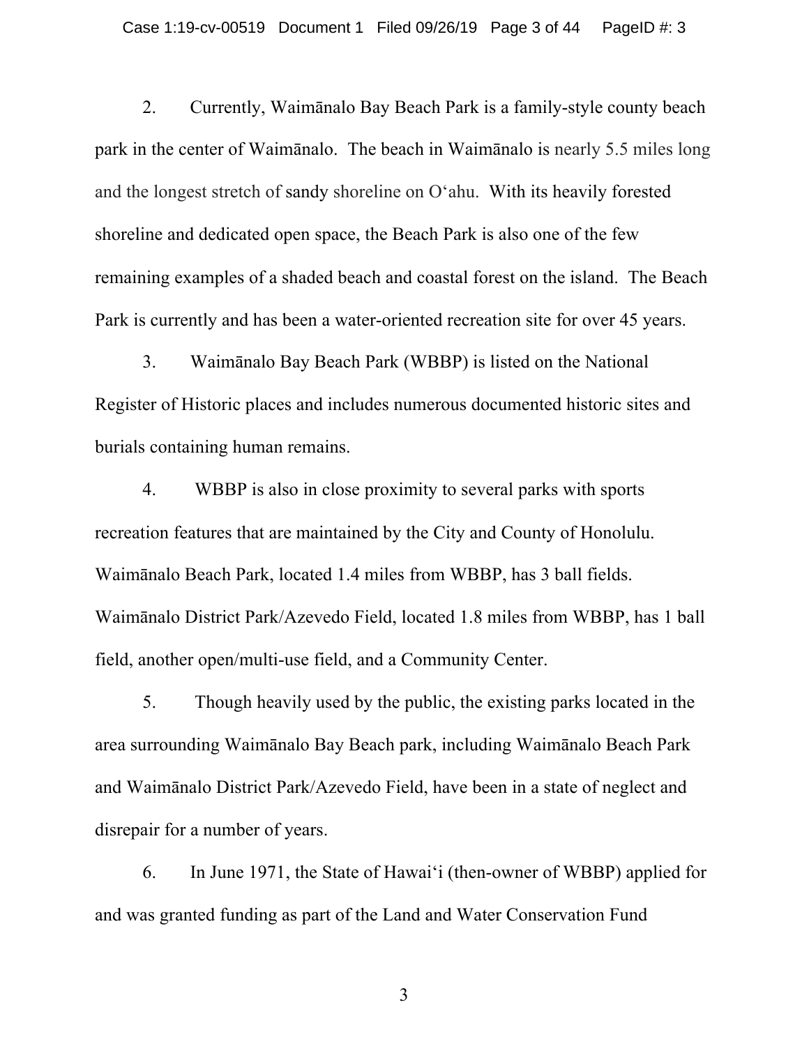2. Currently, Waimānalo Bay Beach Park is a family-style county beach park in the center of Waimānalo. The beach in Waimānalo is nearly 5.5 miles long and the longest stretch of sandy shoreline on Oʻahu. With its heavily forested shoreline and dedicated open space, the Beach Park is also one of the few remaining examples of a shaded beach and coastal forest on the island. The Beach Park is currently and has been a water-oriented recreation site for over 45 years.

3. Waimānalo Bay Beach Park (WBBP) is listed on the National Register of Historic places and includes numerous documented historic sites and burials containing human remains.

4. WBBP is also in close proximity to several parks with sports recreation features that are maintained by the City and County of Honolulu. Waimānalo Beach Park, located 1.4 miles from WBBP, has 3 ball fields. Waimānalo District Park/Azevedo Field, located 1.8 miles from WBBP, has 1 ball field, another open/multi-use field, and a Community Center.

5. Though heavily used by the public, the existing parks located in the area surrounding Waimānalo Bay Beach park, including Waimānalo Beach Park and Waimānalo District Park/Azevedo Field, have been in a state of neglect and disrepair for a number of years.

6. In June 1971, the State of Hawaiʻi (then-owner of WBBP) applied for and was granted funding as part of the Land and Water Conservation Fund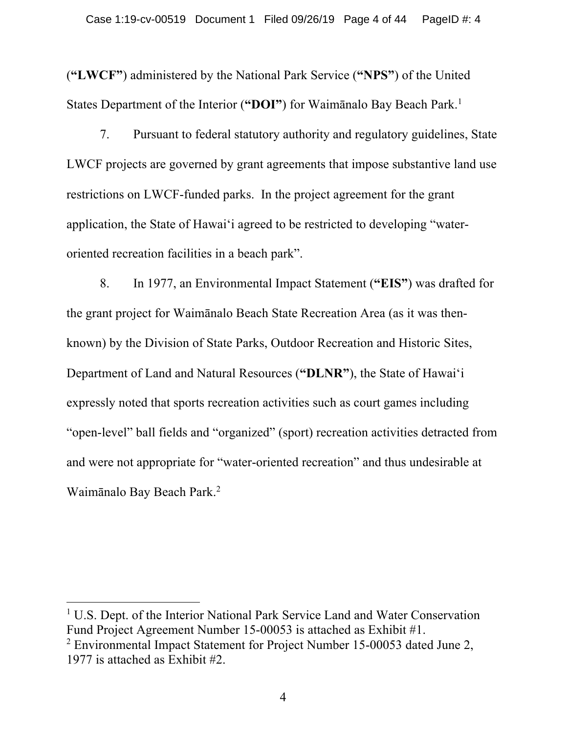(**"LWCF"**) administered by the National Park Service (**"NPS"**) of the United States Department of the Interior (**"DOI"**) for Waimānalo Bay Beach Park.[1]

7. Pursuant to federal statutory authority and regulatory guidelines, State LWCF projects are governed by grant agreements that impose substantive land use restrictions on LWCF-funded parks. In the project agreement for the grant application, the State of Hawai‘i agreed to be restricted to developing "water-oriented recreation facilities in a beach park".

8. In 1977, an Environmental Impact Statement (**"EIS"**) was drafted for the grant project for Waimānalo Beach State Recreation Area (as it was then-known) by the Division of State Parks, Outdoor Recreation and Historic Sites, Department of Land and Natural Resources (**"DLNR"**), the State of Hawai‘i expressly noted that sports recreation activities such as court games including "open-level" ball fields and "organized" (sport) recreation activities detracted from and were not appropriate for "water-oriented recreation" and thus undesirable at Waimānalo Bay Beach Park.[2]

---

[1] U.S. Dept. of the Interior National Park Service Land and Water Conservation Fund Project Agreement Number 15-00053 is attached as Exhibit #1.

[2] Environmental Impact Statement for Project Number 15-00053 dated June 2, 1977 is attached as Exhibit #2.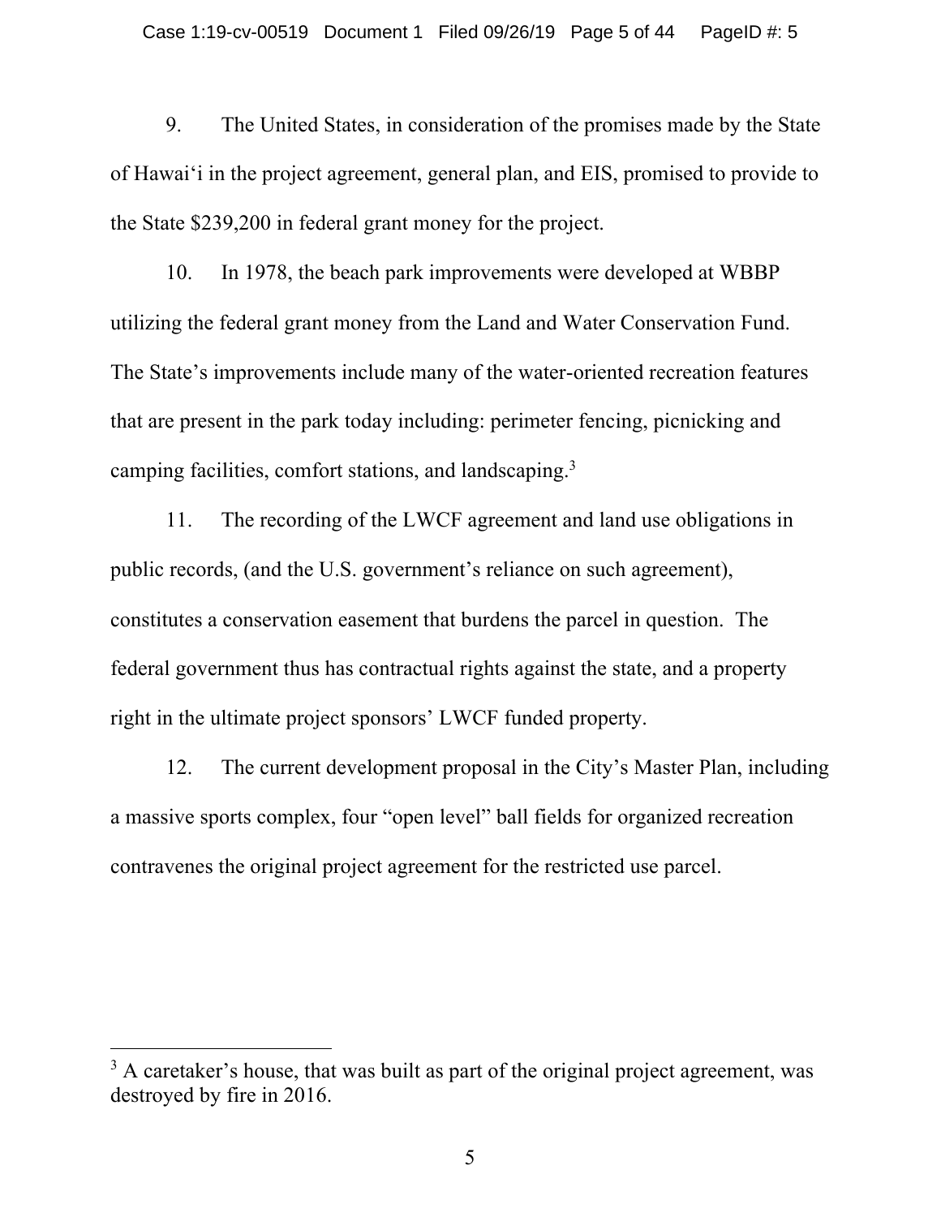9. The United States, in consideration of the promises made by the State of Hawaiʻi in the project agreement, general plan, and EIS, promised to provide to the State $239,200 in federal grant money for the project.

10. In 1978, the beach park improvements were developed at WBBP utilizing the federal grant money from the Land and Water Conservation Fund. The State's improvements include many of the water-oriented recreation features that are present in the park today including: perimeter fencing, picnicking and camping facilities, comfort stations, and landscaping.[3]

11. The recording of the LWCF agreement and land use obligations in public records, (and the U.S. government's reliance on such agreement), constitutes a conservation easement that burdens the parcel in question. The federal government thus has contractual rights against the state, and a property right in the ultimate project sponsors' LWCF funded property.

12. The current development proposal in the City's Master Plan, including a massive sports complex, four "open level" ball fields for organized recreation contravenes the original project agreement for the restricted use parcel.

[3] A caretaker's house, that was built as part of the original project agreement, was destroyed by fire in 2016.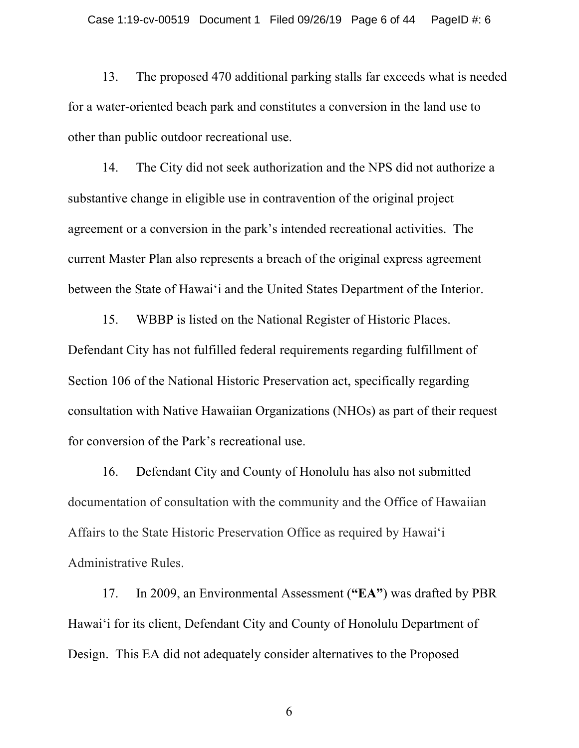13. The proposed 470 additional parking stalls far exceeds what is needed for a water-oriented beach park and constitutes a conversion in the land use to other than public outdoor recreational use.

14. The City did not seek authorization and the NPS did not authorize a substantive change in eligible use in contravention of the original project agreement or a conversion in the park's intended recreational activities. The current Master Plan also represents a breach of the original express agreement between the State of Hawai‘i and the United States Department of the Interior.

15. WBBP is listed on the National Register of Historic Places. Defendant City has not fulfilled federal requirements regarding fulfillment of Section 106 of the National Historic Preservation act, specifically regarding consultation with Native Hawaiian Organizations (NHOs) as part of their request for conversion of the Park's recreational use.

16. Defendant City and County of Honolulu has also not submitted documentation of consultation with the community and the Office of Hawaiian Affairs to the State Historic Preservation Office as required by Hawai‘i Administrative Rules.

17. In 2009, an Environmental Assessment (**"EA"**) was drafted by PBR Hawai‘i for its client, Defendant City and County of Honolulu Department of Design. This EA did not adequately consider alternatives to the Proposed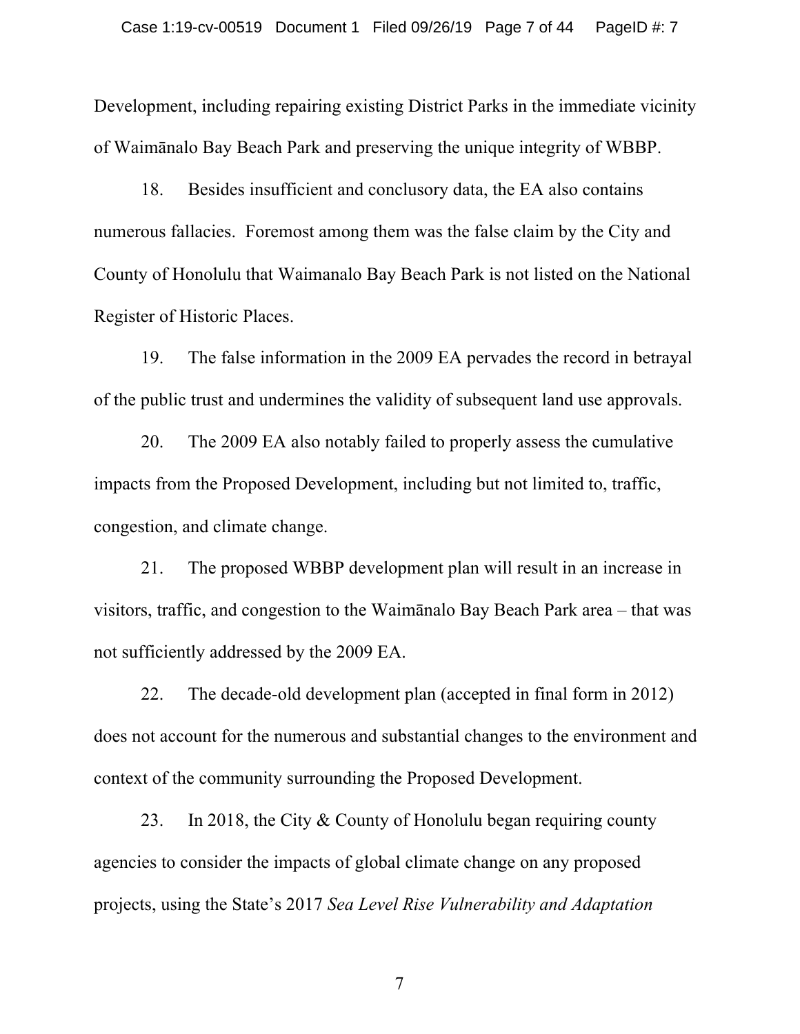Development, including repairing existing District Parks in the immediate vicinity of Waimānalo Bay Beach Park and preserving the unique integrity of WBBP.

18. Besides insufficient and conclusory data, the EA also contains numerous fallacies. Foremost among them was the false claim by the City and County of Honolulu that Waimanalo Bay Beach Park is not listed on the National Register of Historic Places.

19. The false information in the 2009 EA pervades the record in betrayal of the public trust and undermines the validity of subsequent land use approvals.

20. The 2009 EA also notably failed to properly assess the cumulative impacts from the Proposed Development, including but not limited to, traffic, congestion, and climate change.

21. The proposed WBBP development plan will result in an increase in visitors, traffic, and congestion to the Waimānalo Bay Beach Park area – that was not sufficiently addressed by the 2009 EA.

22. The decade-old development plan (accepted in final form in 2012) does not account for the numerous and substantial changes to the environment and context of the community surrounding the Proposed Development.

23. In 2018, the City & County of Honolulu began requiring county agencies to consider the impacts of global climate change on any proposed projects, using the State's 2017 *Sea Level Rise Vulnerability and Adaptation*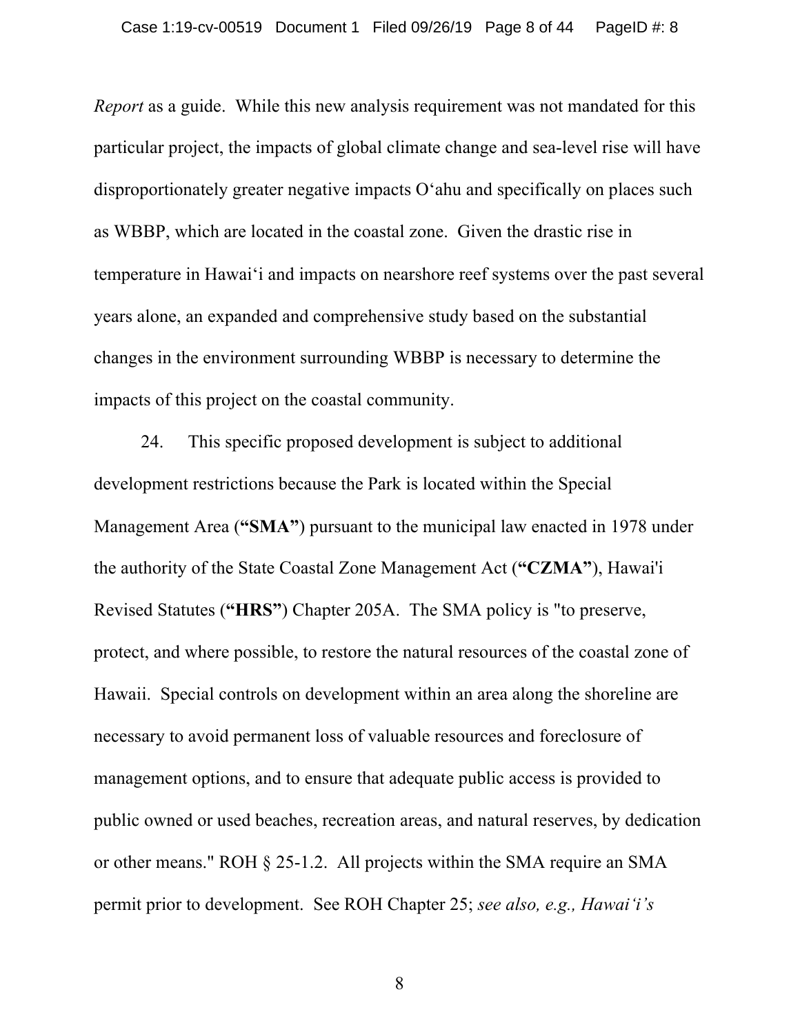*Report* as a guide. While this new analysis requirement was not mandated for this particular project, the impacts of global climate change and sea-level rise will have disproportionately greater negative impacts Oʻahu and specifically on places such as WBBP, which are located in the coastal zone. Given the drastic rise in temperature in Hawaiʻi and impacts on nearshore reef systems over the past several years alone, an expanded and comprehensive study based on the substantial changes in the environment surrounding WBBP is necessary to determine the impacts of this project on the coastal community.

24. This specific proposed development is subject to additional development restrictions because the Park is located within the Special Management Area (**"SMA"**) pursuant to the municipal law enacted in 1978 under the authority of the State Coastal Zone Management Act (**"CZMA"**), Hawai'i Revised Statutes (**"HRS"**) Chapter 205A. The SMA policy is "to preserve, protect, and where possible, to restore the natural resources of the coastal zone of Hawaii. Special controls on development within an area along the shoreline are necessary to avoid permanent loss of valuable resources and foreclosure of management options, and to ensure that adequate public access is provided to public owned or used beaches, recreation areas, and natural reserves, by dedication or other means." ROH § 25-1.2. All projects within the SMA require an SMA permit prior to development. See ROH Chapter 25; *see also, e.g., Hawaiʻi's*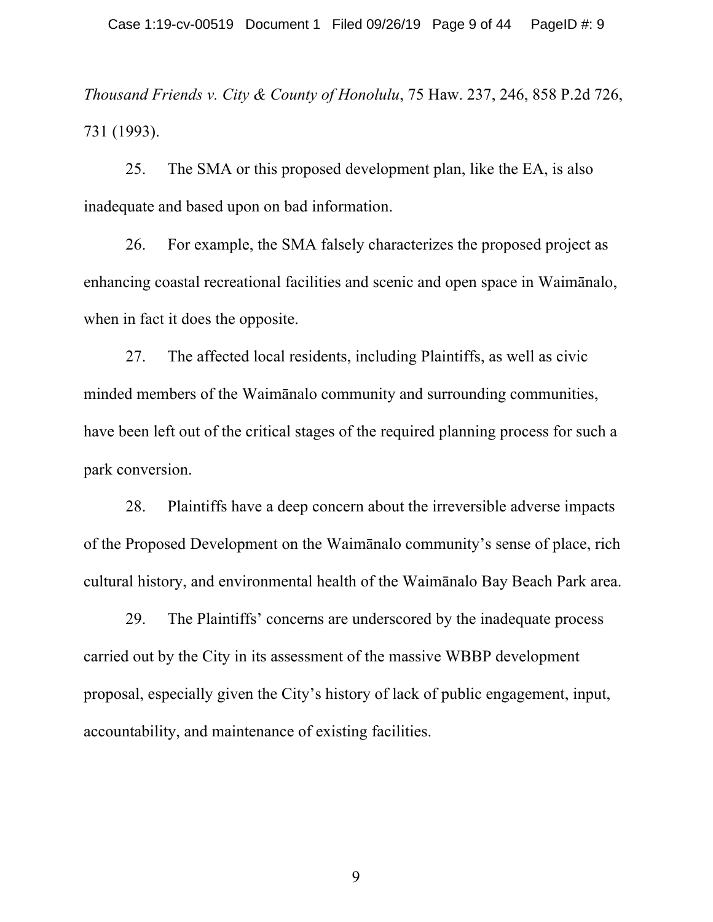*Thousand Friends v. City & County of Honolulu*, 75 Haw. 237, 246, 858 P.2d 726, 731 (1993).

25. The SMA or this proposed development plan, like the EA, is also inadequate and based upon on bad information.

26. For example, the SMA falsely characterizes the proposed project as enhancing coastal recreational facilities and scenic and open space in Waimānalo, when in fact it does the opposite.

27. The affected local residents, including Plaintiffs, as well as civic minded members of the Waimānalo community and surrounding communities, have been left out of the critical stages of the required planning process for such a park conversion.

28. Plaintiffs have a deep concern about the irreversible adverse impacts of the Proposed Development on the Waimānalo community's sense of place, rich cultural history, and environmental health of the Waimānalo Bay Beach Park area.

29. The Plaintiffs' concerns are underscored by the inadequate process carried out by the City in its assessment of the massive WBBP development proposal, especially given the City's history of lack of public engagement, input, accountability, and maintenance of existing facilities.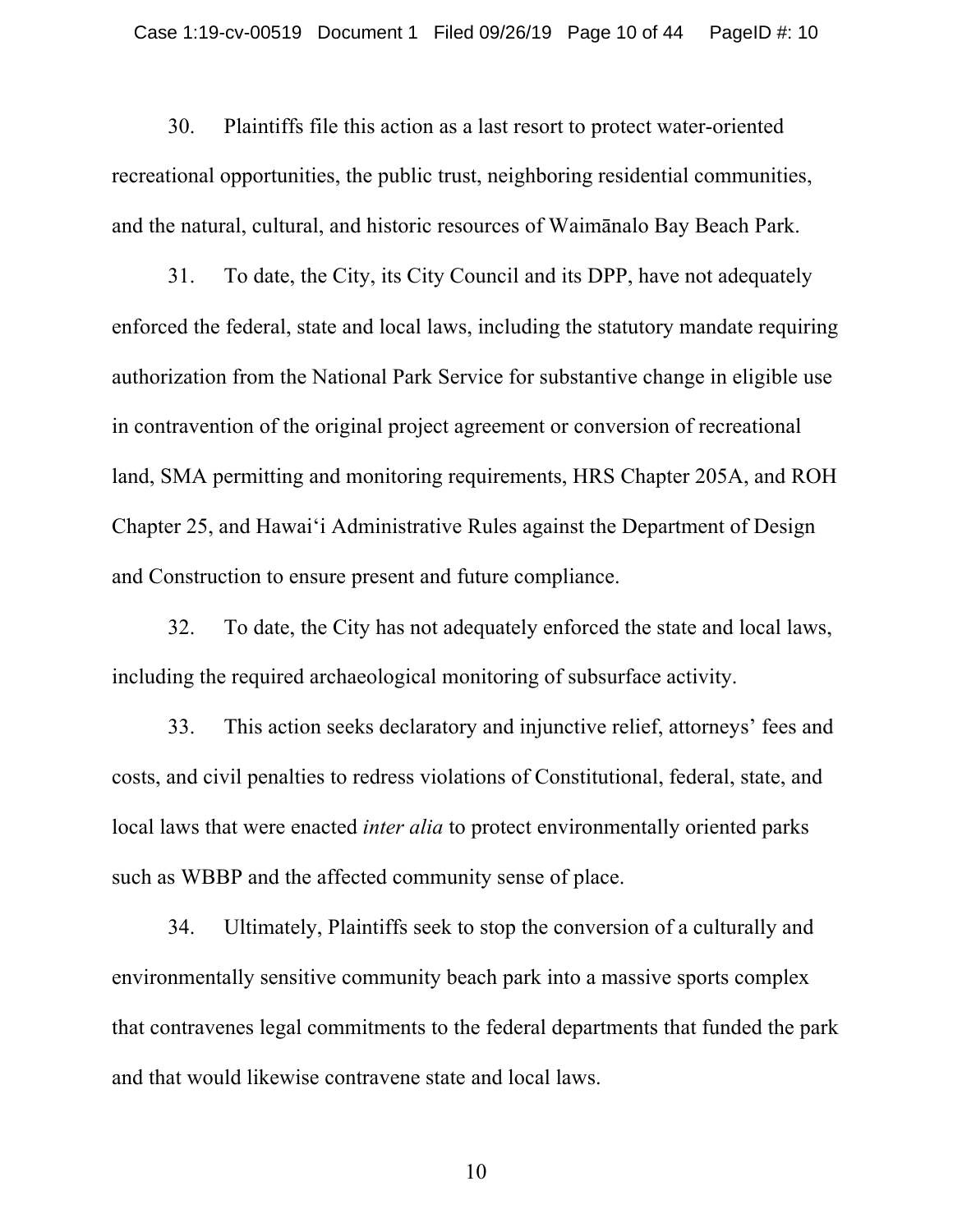30. Plaintiffs file this action as a last resort to protect water-oriented recreational opportunities, the public trust, neighboring residential communities, and the natural, cultural, and historic resources of Waimānalo Bay Beach Park.

31. To date, the City, its City Council and its DPP, have not adequately enforced the federal, state and local laws, including the statutory mandate requiring authorization from the National Park Service for substantive change in eligible use in contravention of the original project agreement or conversion of recreational land, SMA permitting and monitoring requirements, HRS Chapter 205A, and ROH Chapter 25, and Hawaiʻi Administrative Rules against the Department of Design and Construction to ensure present and future compliance.

32. To date, the City has not adequately enforced the state and local laws, including the required archaeological monitoring of subsurface activity.

33. This action seeks declaratory and injunctive relief, attorneys' fees and costs, and civil penalties to redress violations of Constitutional, federal, state, and local laws that were enacted *inter alia* to protect environmentally oriented parks such as WBBP and the affected community sense of place.

34. Ultimately, Plaintiffs seek to stop the conversion of a culturally and environmentally sensitive community beach park into a massive sports complex that contravenes legal commitments to the federal departments that funded the park and that would likewise contravene state and local laws.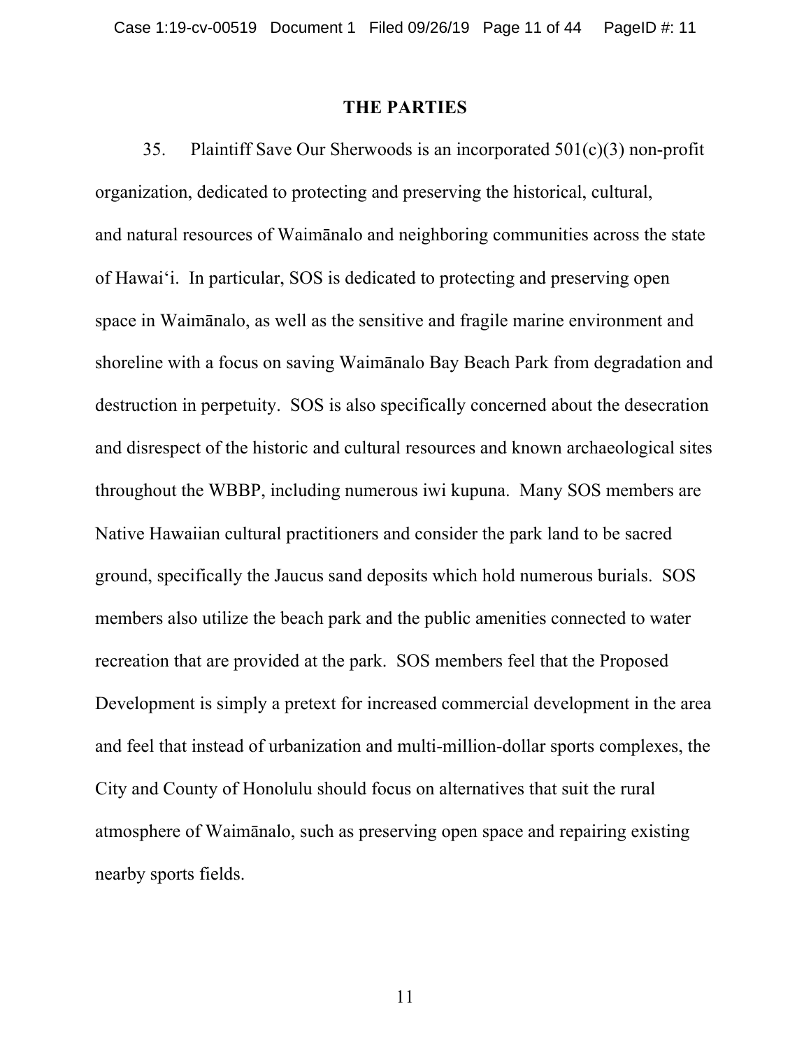## THE PARTIES

35. Plaintiff Save Our Sherwoods is an incorporated 501(c)(3) non-profit organization, dedicated to protecting and preserving the historical, cultural, and natural resources of Waimānalo and neighboring communities across the state of Hawaiʻi. In particular, SOS is dedicated to protecting and preserving open space in Waimānalo, as well as the sensitive and fragile marine environment and shoreline with a focus on saving Waimānalo Bay Beach Park from degradation and destruction in perpetuity. SOS is also specifically concerned about the desecration and disrespect of the historic and cultural resources and known archaeological sites throughout the WBBP, including numerous iwi kupuna. Many SOS members are Native Hawaiian cultural practitioners and consider the park land to be sacred ground, specifically the Jaucus sand deposits which hold numerous burials. SOS members also utilize the beach park and the public amenities connected to water recreation that are provided at the park. SOS members feel that the Proposed Development is simply a pretext for increased commercial development in the area and feel that instead of urbanization and multi-million-dollar sports complexes, the City and County of Honolulu should focus on alternatives that suit the rural atmosphere of Waimānalo, such as preserving open space and repairing existing nearby sports fields.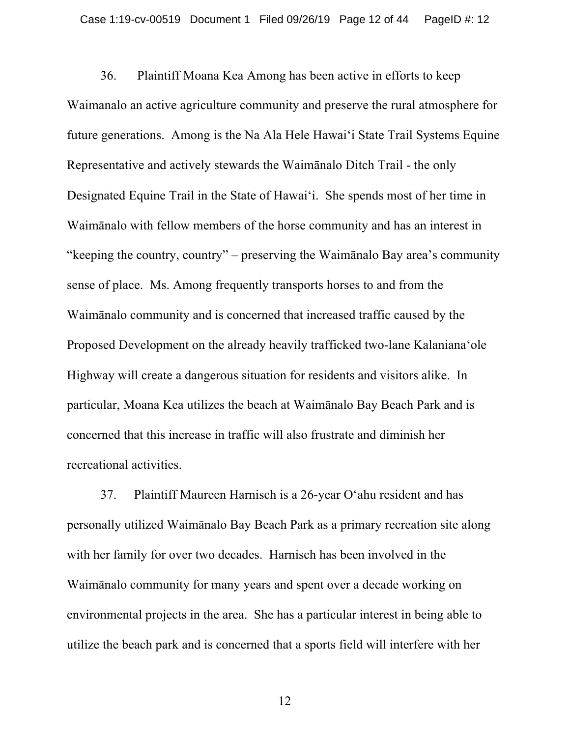36. Plaintiff Moana Kea Among has been active in efforts to keep Waimanalo an active agriculture community and preserve the rural atmosphere for future generations. Among is the Na Ala Hele Hawai'i State Trail Systems Equine Representative and actively stewards the Waimānalo Ditch Trail - the only Designated Equine Trail in the State of Hawai'i. She spends most of her time in Waimānalo with fellow members of the horse community and has an interest in "keeping the country, country" – preserving the Waimānalo Bay area's community sense of place. Ms. Among frequently transports horses to and from the Waimānalo community and is concerned that increased traffic caused by the Proposed Development on the already heavily trafficked two-lane Kalaniana'ole Highway will create a dangerous situation for residents and visitors alike. In particular, Moana Kea utilizes the beach at Waimānalo Bay Beach Park and is concerned that this increase in traffic will also frustrate and diminish her recreational activities.

37. Plaintiff Maureen Harnisch is a 26-year O'ahu resident and has personally utilized Waimānalo Bay Beach Park as a primary recreation site along with her family for over two decades. Harnisch has been involved in the Waimānalo community for many years and spent over a decade working on environmental projects in the area. She has a particular interest in being able to utilize the beach park and is concerned that a sports field will interfere with her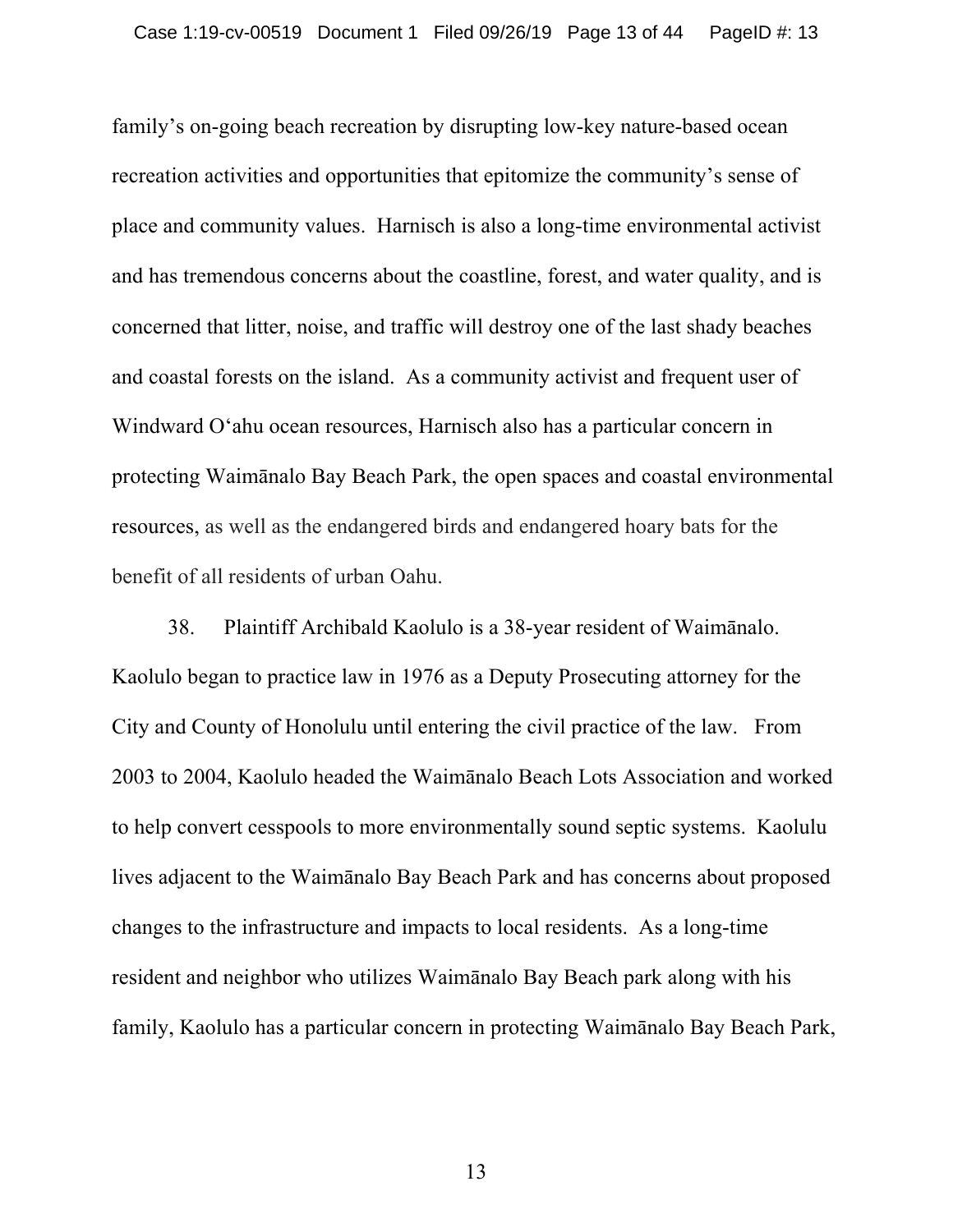family's on-going beach recreation by disrupting low-key nature-based ocean recreation activities and opportunities that epitomize the community's sense of place and community values. Harnisch is also a long-time environmental activist and has tremendous concerns about the coastline, forest, and water quality, and is concerned that litter, noise, and traffic will destroy one of the last shady beaches and coastal forests on the island. As a community activist and frequent user of Windward O'ahu ocean resources, Harnisch also has a particular concern in protecting Waimānalo Bay Beach Park, the open spaces and coastal environmental resources, as well as the endangered birds and endangered hoary bats for the benefit of all residents of urban Oahu.

38. Plaintiff Archibald Kaolulo is a 38-year resident of Waimānalo. Kaolulo began to practice law in 1976 as a Deputy Prosecuting attorney for the City and County of Honolulu until entering the civil practice of the law. From 2003 to 2004, Kaolulo headed the Waimānalo Beach Lots Association and worked to help convert cesspools to more environmentally sound septic systems. Kaolulu lives adjacent to the Waimānalo Bay Beach Park and has concerns about proposed changes to the infrastructure and impacts to local residents. As a long-time resident and neighbor who utilizes Waimānalo Bay Beach park along with his family, Kaolulo has a particular concern in protecting Waimānalo Bay Beach Park,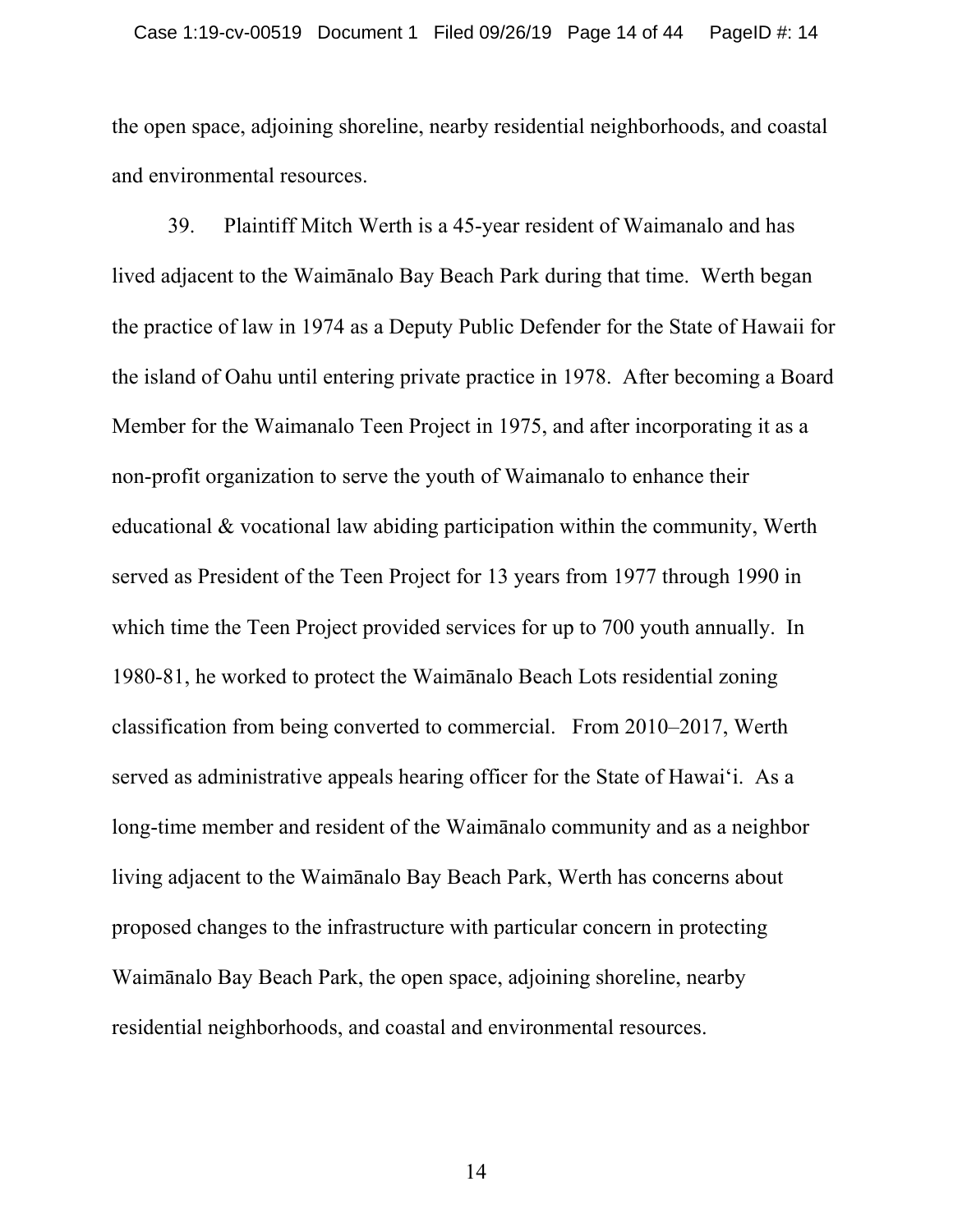the open space, adjoining shoreline, nearby residential neighborhoods, and coastal and environmental resources.

39. Plaintiff Mitch Werth is a 45-year resident of Waimanalo and has lived adjacent to the Waimānalo Bay Beach Park during that time. Werth began the practice of law in 1974 as a Deputy Public Defender for the State of Hawaii for the island of Oahu until entering private practice in 1978. After becoming a Board Member for the Waimanalo Teen Project in 1975, and after incorporating it as a non-profit organization to serve the youth of Waimanalo to enhance their educational & vocational law abiding participation within the community, Werth served as President of the Teen Project for 13 years from 1977 through 1990 in which time the Teen Project provided services for up to 700 youth annually. In 1980-81, he worked to protect the Waimānalo Beach Lots residential zoning classification from being converted to commercial. From 2010–2017, Werth served as administrative appeals hearing officer for the State of Hawaiʻi. As a long-time member and resident of the Waimānalo community and as a neighbor living adjacent to the Waimānalo Bay Beach Park, Werth has concerns about proposed changes to the infrastructure with particular concern in protecting Waimānalo Bay Beach Park, the open space, adjoining shoreline, nearby residential neighborhoods, and coastal and environmental resources.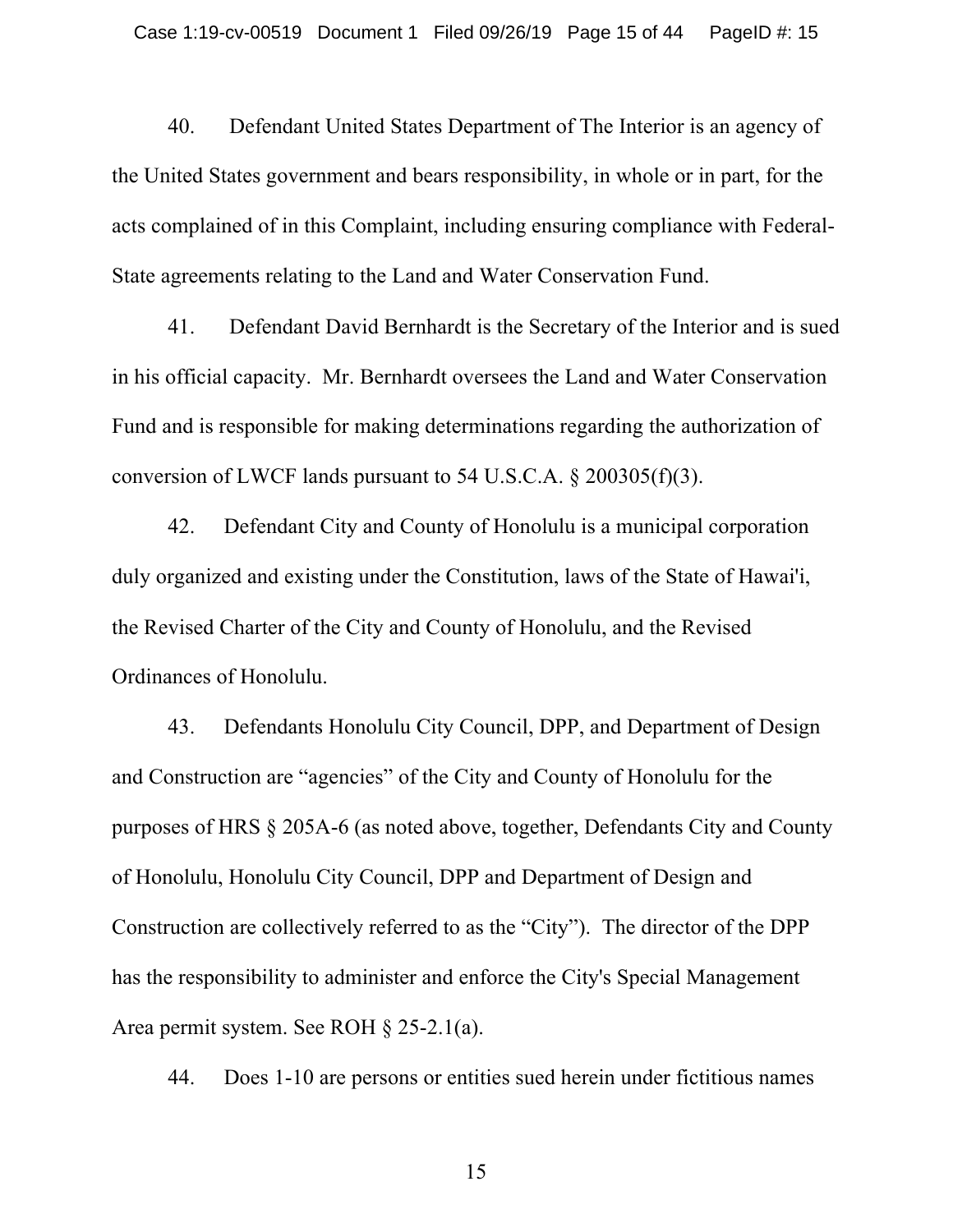40. Defendant United States Department of The Interior is an agency of the United States government and bears responsibility, in whole or in part, for the acts complained of in this Complaint, including ensuring compliance with Federal-State agreements relating to the Land and Water Conservation Fund.

41. Defendant David Bernhardt is the Secretary of the Interior and is sued in his official capacity. Mr. Bernhardt oversees the Land and Water Conservation Fund and is responsible for making determinations regarding the authorization of conversion of LWCF lands pursuant to 54 U.S.C.A. § 200305(f)(3).

42. Defendant City and County of Honolulu is a municipal corporation duly organized and existing under the Constitution, laws of the State of Hawai'i, the Revised Charter of the City and County of Honolulu, and the Revised Ordinances of Honolulu.

43. Defendants Honolulu City Council, DPP, and Department of Design and Construction are "agencies" of the City and County of Honolulu for the purposes of HRS § 205A-6 (as noted above, together, Defendants City and County of Honolulu, Honolulu City Council, DPP and Department of Design and Construction are collectively referred to as the "City"). The director of the DPP has the responsibility to administer and enforce the City's Special Management Area permit system. See ROH § 25-2.1(a).

44. Does 1-10 are persons or entities sued herein under fictitious names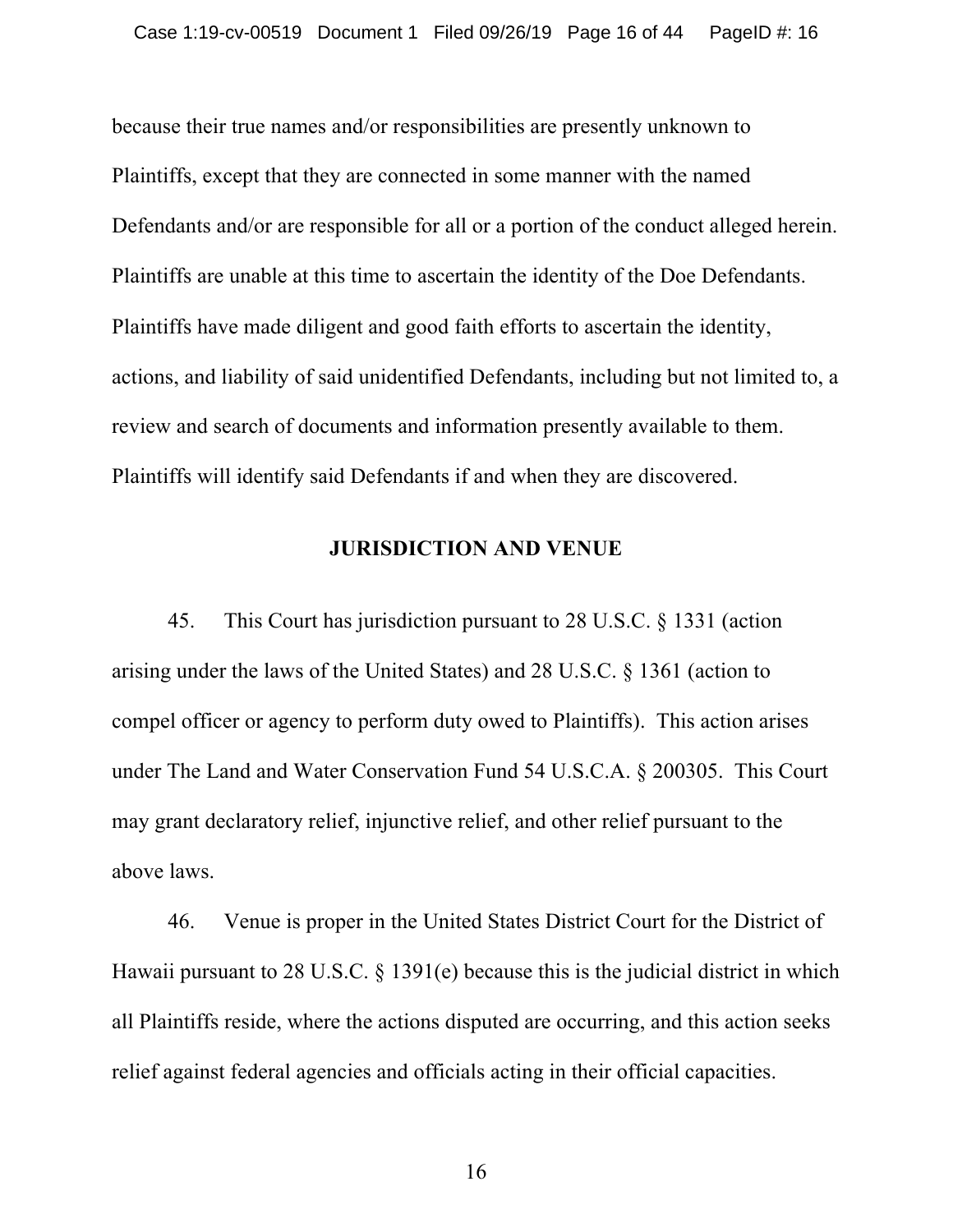because their true names and/or responsibilities are presently unknown to Plaintiffs, except that they are connected in some manner with the named Defendants and/or are responsible for all or a portion of the conduct alleged herein. Plaintiffs are unable at this time to ascertain the identity of the Doe Defendants. Plaintiffs have made diligent and good faith efforts to ascertain the identity, actions, and liability of said unidentified Defendants, including but not limited to, a review and search of documents and information presently available to them. Plaintiffs will identify said Defendants if and when they are discovered.

## JURISDICTION AND VENUE

45. This Court has jurisdiction pursuant to 28 U.S.C. § 1331 (action arising under the laws of the United States) and 28 U.S.C. § 1361 (action to compel officer or agency to perform duty owed to Plaintiffs). This action arises under The Land and Water Conservation Fund 54 U.S.C.A. § 200305. This Court may grant declaratory relief, injunctive relief, and other relief pursuant to the above laws.

46. Venue is proper in the United States District Court for the District of Hawaii pursuant to 28 U.S.C. § 1391(e) because this is the judicial district in which all Plaintiffs reside, where the actions disputed are occurring, and this action seeks relief against federal agencies and officials acting in their official capacities.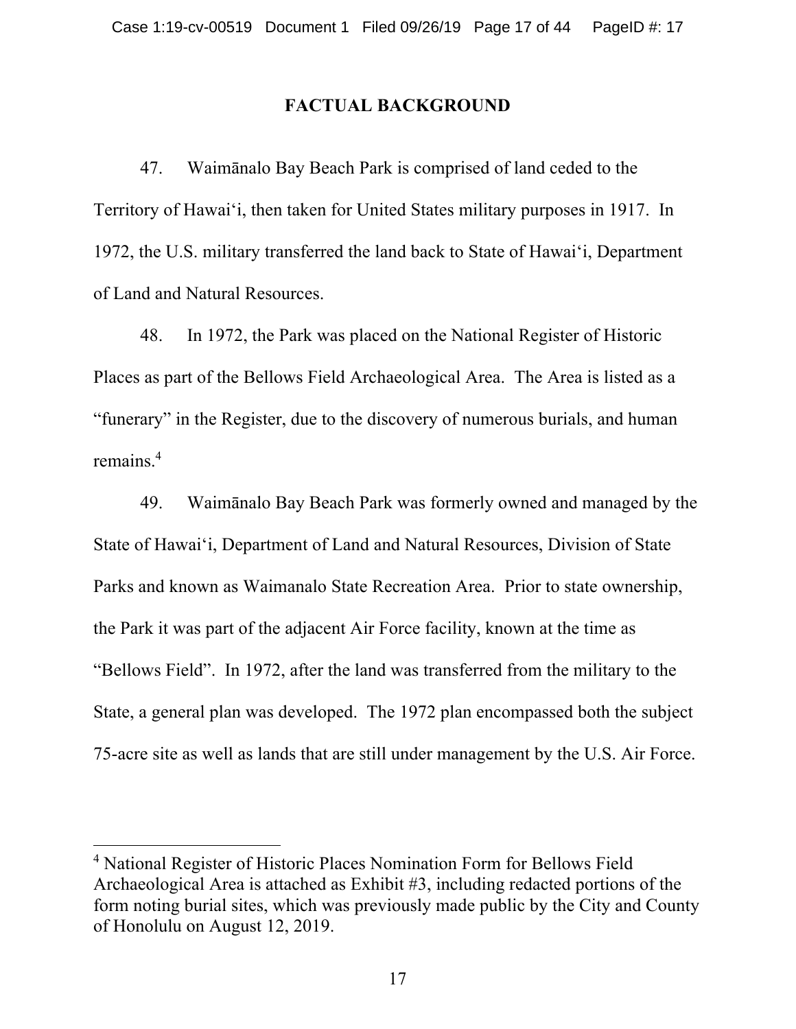## FACTUAL BACKGROUND

47. Waimānalo Bay Beach Park is comprised of land ceded to the Territory of Hawaiʻi, then taken for United States military purposes in 1917. In 1972, the U.S. military transferred the land back to State of Hawaiʻi, Department of Land and Natural Resources.

48. In 1972, the Park was placed on the National Register of Historic Places as part of the Bellows Field Archaeological Area. The Area is listed as a "funerary" in the Register, due to the discovery of numerous burials, and human remains.[4]

49. Waimānalo Bay Beach Park was formerly owned and managed by the State of Hawaiʻi, Department of Land and Natural Resources, Division of State Parks and known as Waimanalo State Recreation Area. Prior to state ownership, the Park it was part of the adjacent Air Force facility, known at the time as "Bellows Field". In 1972, after the land was transferred from the military to the State, a general plan was developed. The 1972 plan encompassed both the subject 75-acre site as well as lands that are still under management by the U.S. Air Force.

---

[4] National Register of Historic Places Nomination Form for Bellows Field Archaeological Area is attached as Exhibit #3, including redacted portions of the form noting burial sites, which was previously made public by the City and County of Honolulu on August 12, 2019.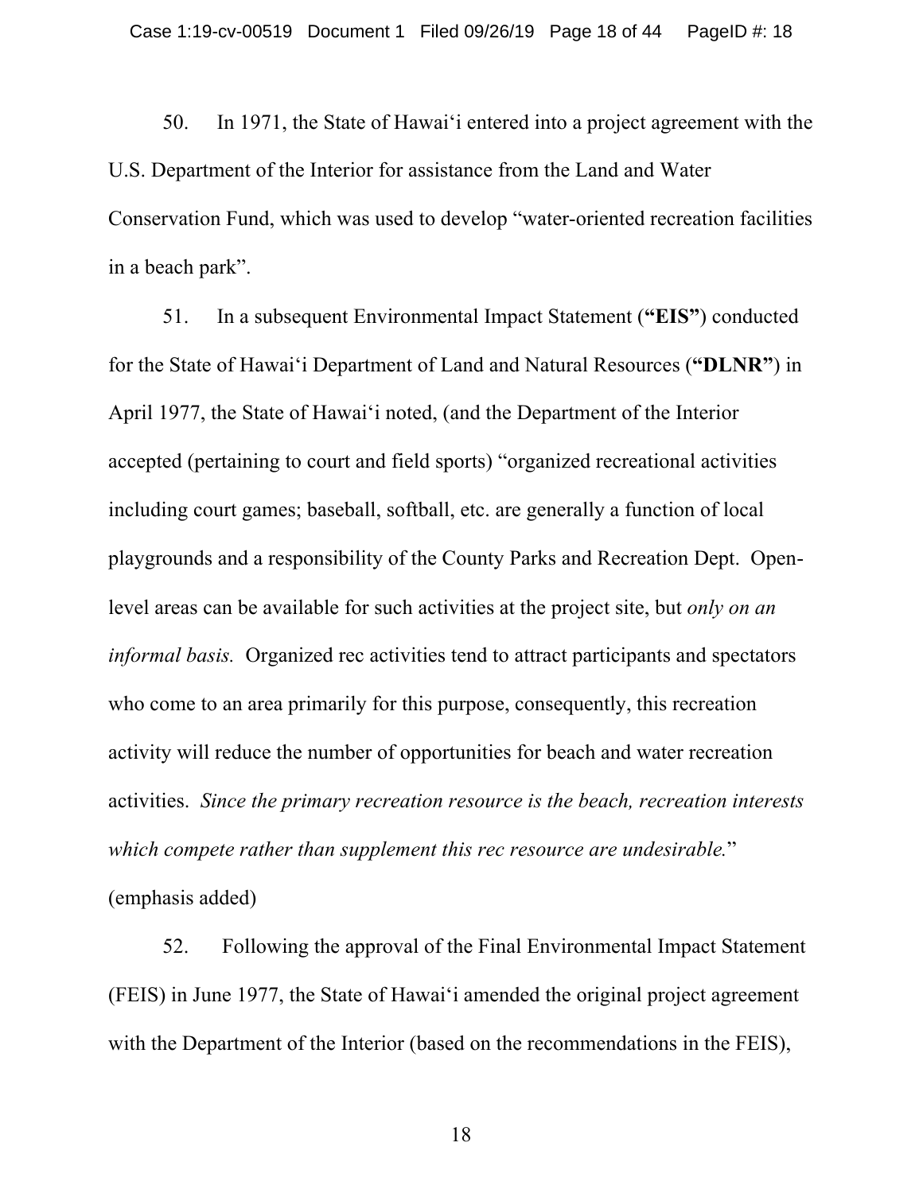50. In 1971, the State of Hawaiʻi entered into a project agreement with the U.S. Department of the Interior for assistance from the Land and Water Conservation Fund, which was used to develop "water-oriented recreation facilities in a beach park".

51. In a subsequent Environmental Impact Statement (**"EIS"**) conducted for the State of Hawaiʻi Department of Land and Natural Resources (**"DLNR"**) in April 1977, the State of Hawaiʻi noted, (and the Department of the Interior accepted (pertaining to court and field sports) "organized recreational activities including court games; baseball, softball, etc. are generally a function of local playgrounds and a responsibility of the County Parks and Recreation Dept. Open-level areas can be available for such activities at the project site, but *only on an informal basis.* Organized rec activities tend to attract participants and spectators who come to an area primarily for this purpose, consequently, this recreation activity will reduce the number of opportunities for beach and water recreation activities. *Since the primary recreation resource is the beach, recreation interests which compete rather than supplement this rec resource are undesirable.*" (emphasis added)

52. Following the approval of the Final Environmental Impact Statement (FEIS) in June 1977, the State of Hawaiʻi amended the original project agreement with the Department of the Interior (based on the recommendations in the FEIS),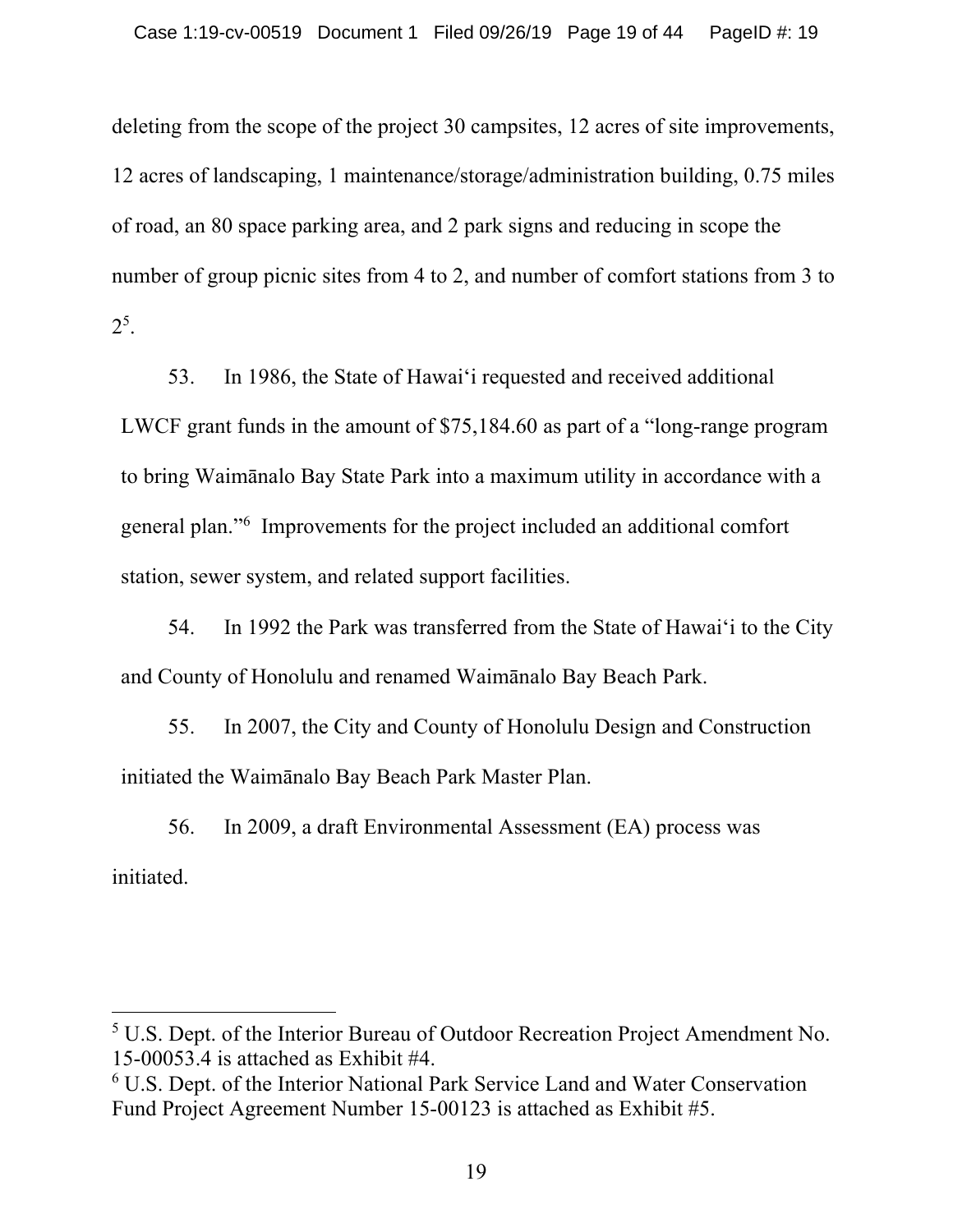deleting from the scope of the project 30 campsites, 12 acres of site improvements, 12 acres of landscaping, 1 maintenance/storage/administration building, 0.75 miles of road, an 80 space parking area, and 2 park signs and reducing in scope the number of group picnic sites from 4 to 2, and number of comfort stations from 3 to 2[5].

53. In 1986, the State of Hawai'i requested and received additional LWCF grant funds in the amount of $75,184.60 as part of a "long-range program to bring Waimānalo Bay State Park into a maximum utility in accordance with a general plan."[6] Improvements for the project included an additional comfort station, sewer system, and related support facilities.

54. In 1992 the Park was transferred from the State of Hawai'i to the City and County of Honolulu and renamed Waimānalo Bay Beach Park.

55. In 2007, the City and County of Honolulu Design and Construction initiated the Waimānalo Bay Beach Park Master Plan.

56. In 2009, a draft Environmental Assessment (EA) process was initiated.

---

[5] U.S. Dept. of the Interior Bureau of Outdoor Recreation Project Amendment No. 15-00053.4 is attached as Exhibit #4.

[6] U.S. Dept. of the Interior National Park Service Land and Water Conservation Fund Project Agreement Number 15-00123 is attached as Exhibit #5.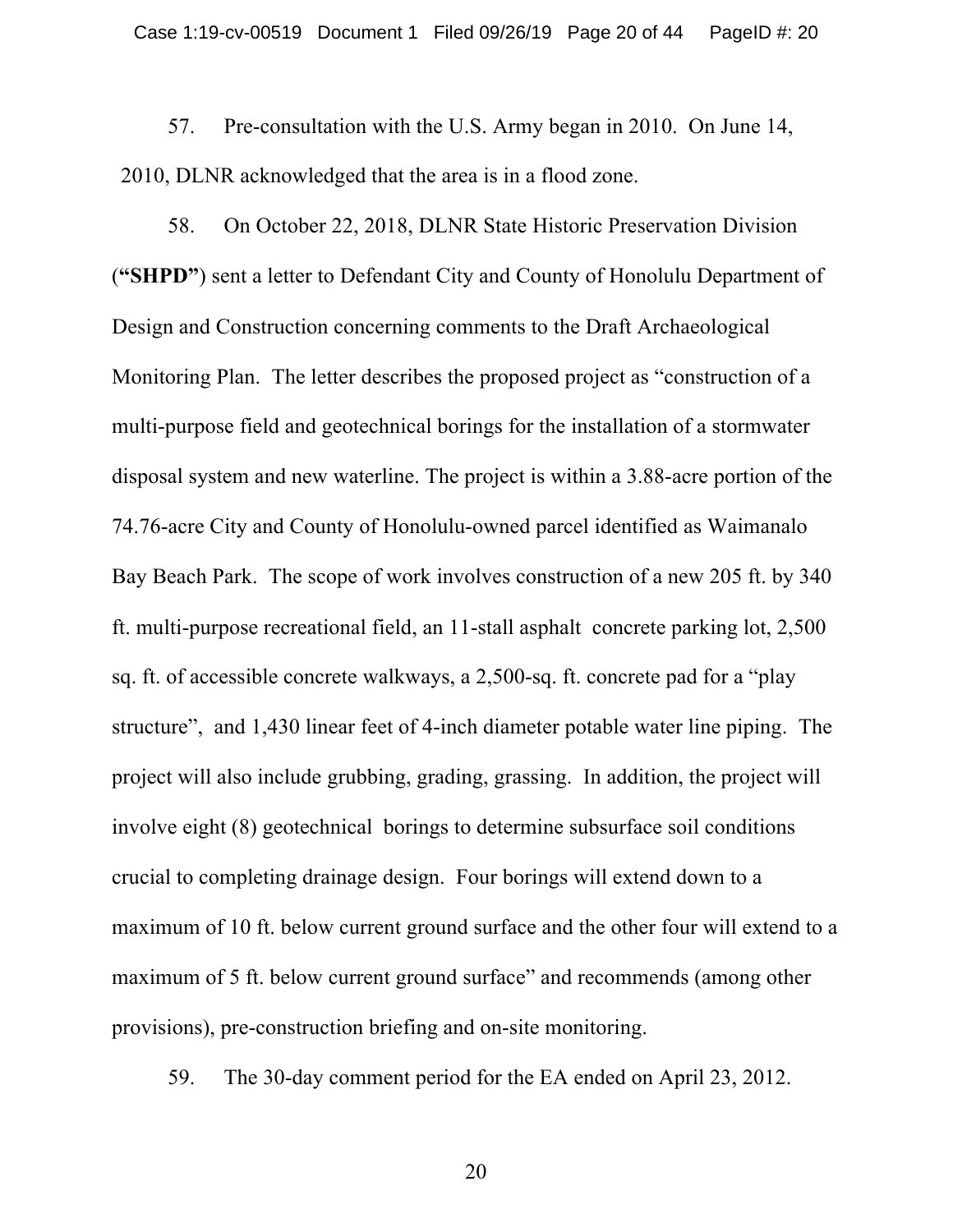57. Pre-consultation with the U.S. Army began in 2010. On June 14, 2010, DLNR acknowledged that the area is in a flood zone.

58. On October 22, 2018, DLNR State Historic Preservation Division (**"SHPD"**) sent a letter to Defendant City and County of Honolulu Department of Design and Construction concerning comments to the Draft Archaeological Monitoring Plan. The letter describes the proposed project as "construction of a multi-purpose field and geotechnical borings for the installation of a stormwater disposal system and new waterline. The project is within a 3.88-acre portion of the 74.76-acre City and County of Honolulu-owned parcel identified as Waimanalo Bay Beach Park. The scope of work involves construction of a new 205 ft. by 340 ft. multi-purpose recreational field, an 11-stall asphalt concrete parking lot, 2,500 sq. ft. of accessible concrete walkways, a 2,500-sq. ft. concrete pad for a "play structure", and 1,430 linear feet of 4-inch diameter potable water line piping. The project will also include grubbing, grading, grassing. In addition, the project will involve eight (8) geotechnical borings to determine subsurface soil conditions crucial to completing drainage design. Four borings will extend down to a maximum of 10 ft. below current ground surface and the other four will extend to a maximum of 5 ft. below current ground surface" and recommends (among other provisions), pre-construction briefing and on-site monitoring.

59. The 30-day comment period for the EA ended on April 23, 2012.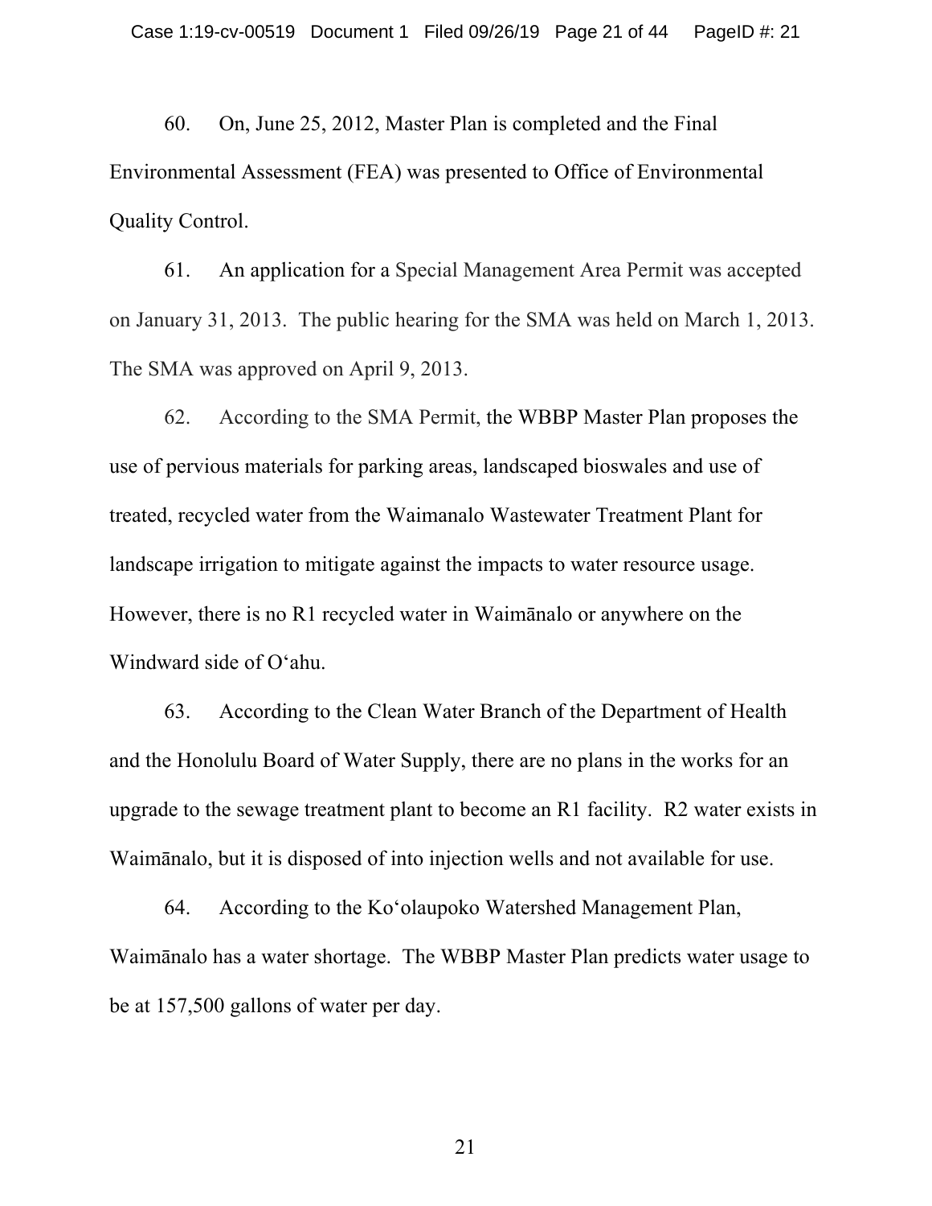60. On, June 25, 2012, Master Plan is completed and the Final Environmental Assessment (FEA) was presented to Office of Environmental Quality Control.

61. An application for a Special Management Area Permit was accepted on January 31, 2013. The public hearing for the SMA was held on March 1, 2013. The SMA was approved on April 9, 2013.

62. According to the SMA Permit, the WBBP Master Plan proposes the use of pervious materials for parking areas, landscaped bioswales and use of treated, recycled water from the Waimanalo Wastewater Treatment Plant for landscape irrigation to mitigate against the impacts to water resource usage. However, there is no R1 recycled water in Waimānalo or anywhere on the Windward side of Oʻahu.

63. According to the Clean Water Branch of the Department of Health and the Honolulu Board of Water Supply, there are no plans in the works for an upgrade to the sewage treatment plant to become an R1 facility. R2 water exists in Waimānalo, but it is disposed of into injection wells and not available for use.

64. According to the Koʻolaupoko Watershed Management Plan, Waimānalo has a water shortage. The WBBP Master Plan predicts water usage to be at 157,500 gallons of water per day.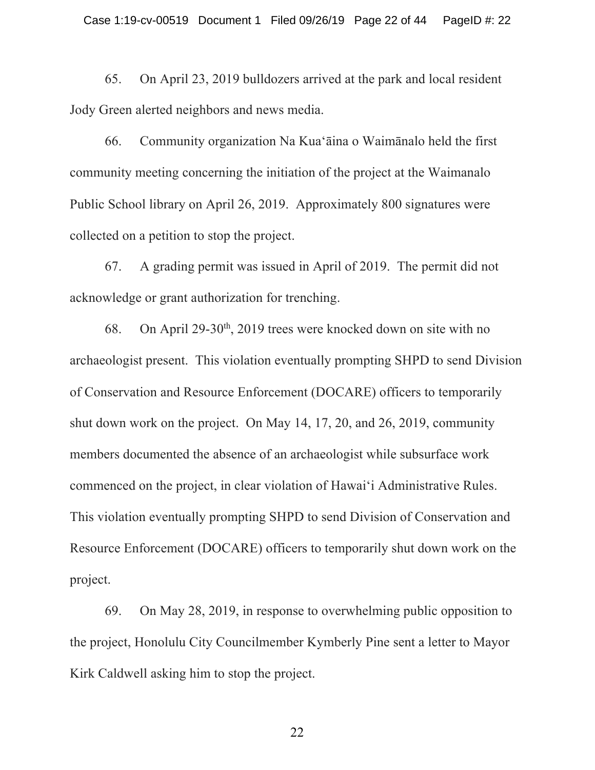65. On April 23, 2019 bulldozers arrived at the park and local resident Jody Green alerted neighbors and news media.

66. Community organization Na Kuaʻāina o Waimānalo held the first community meeting concerning the initiation of the project at the Waimanalo Public School library on April 26, 2019. Approximately 800 signatures were collected on a petition to stop the project.

67. A grading permit was issued in April of 2019. The permit did not acknowledge or grant authorization for trenching.

68. On April 29-30th, 2019 trees were knocked down on site with no archaeologist present. This violation eventually prompting SHPD to send Division of Conservation and Resource Enforcement (DOCARE) officers to temporarily shut down work on the project. On May 14, 17, 20, and 26, 2019, community members documented the absence of an archaeologist while subsurface work commenced on the project, in clear violation of Hawaiʻi Administrative Rules. This violation eventually prompting SHPD to send Division of Conservation and Resource Enforcement (DOCARE) officers to temporarily shut down work on the project.

69. On May 28, 2019, in response to overwhelming public opposition to the project, Honolulu City Councilmember Kymberly Pine sent a letter to Mayor Kirk Caldwell asking him to stop the project.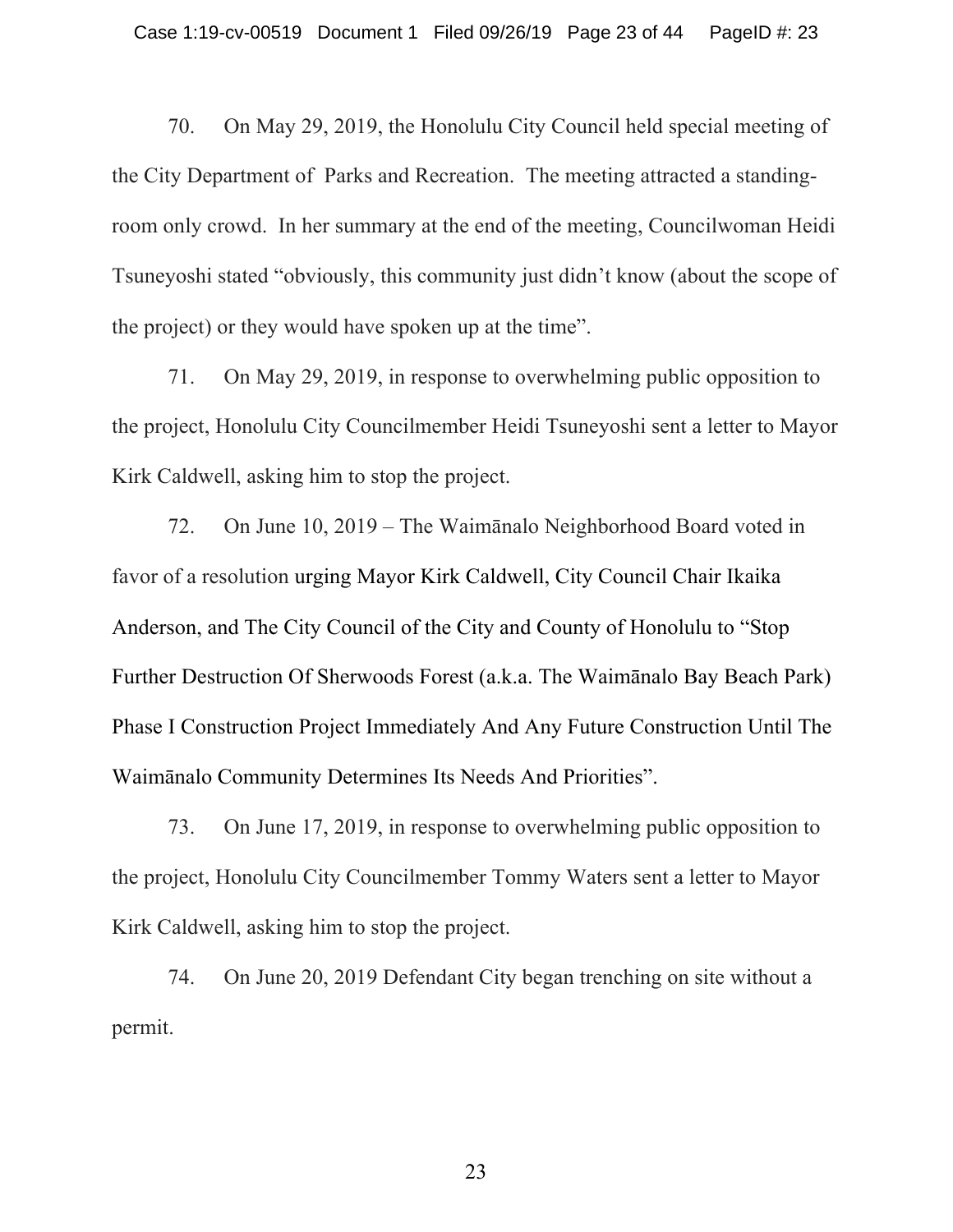70. On May 29, 2019, the Honolulu City Council held special meeting of the City Department of  Parks and Recreation. The meeting attracted a standing-room only crowd. In her summary at the end of the meeting, Councilwoman Heidi Tsuneyoshi stated "obviously, this community just didn't know (about the scope of the project) or they would have spoken up at the time".

71. On May 29, 2019, in response to overwhelming public opposition to the project, Honolulu City Councilmember Heidi Tsuneyoshi sent a letter to Mayor Kirk Caldwell, asking him to stop the project.

72. On June 10, 2019 – The Waimānalo Neighborhood Board voted in favor of a resolution urging Mayor Kirk Caldwell, City Council Chair Ikaika Anderson, and The City Council of the City and County of Honolulu to "Stop Further Destruction Of Sherwoods Forest (a.k.a. The Waimānalo Bay Beach Park) Phase I Construction Project Immediately And Any Future Construction Until The Waimānalo Community Determines Its Needs And Priorities".

73. On June 17, 2019, in response to overwhelming public opposition to the project, Honolulu City Councilmember Tommy Waters sent a letter to Mayor Kirk Caldwell, asking him to stop the project.

74. On June 20, 2019 Defendant City began trenching on site without a permit.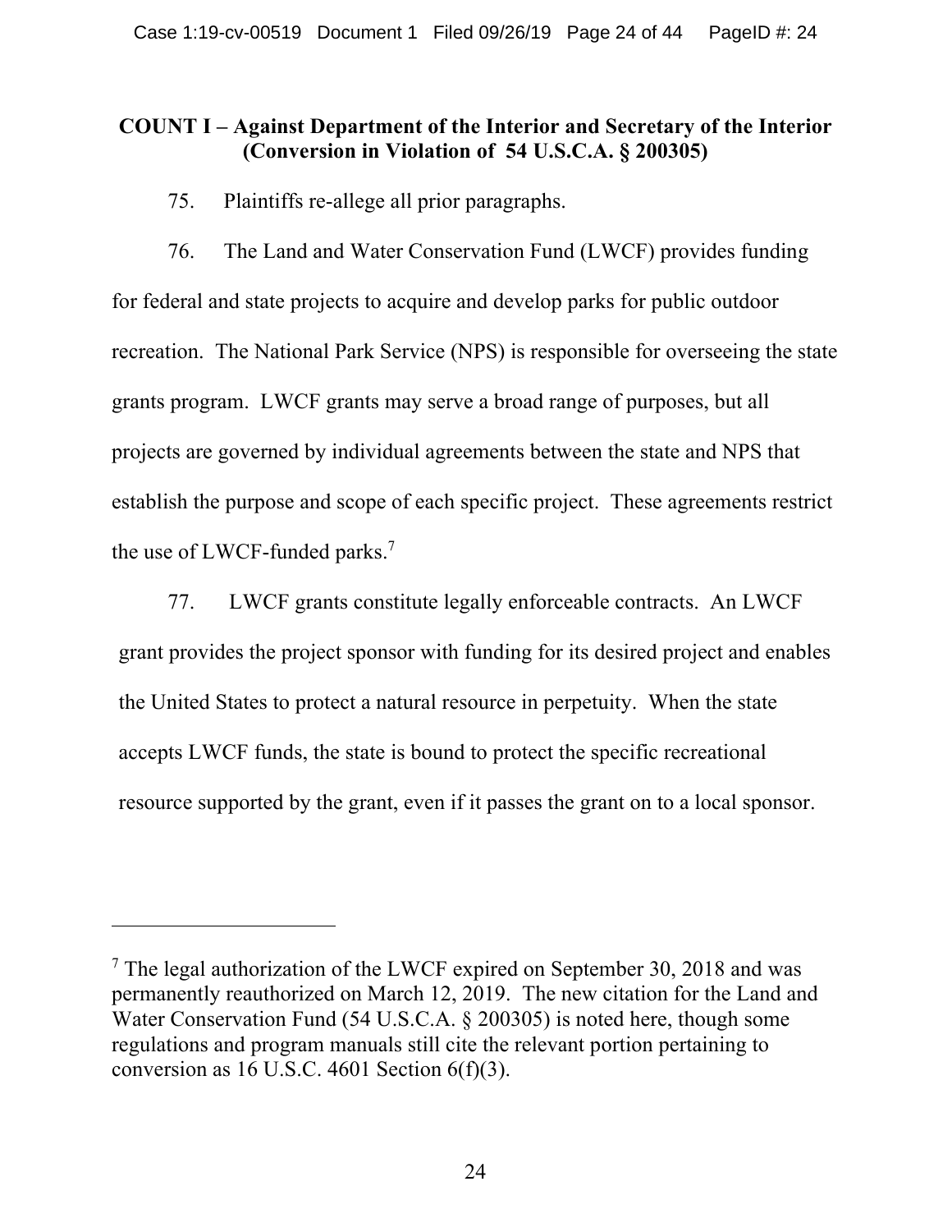**COUNT I – Against Department of the Interior and Secretary of the Interior (Conversion in Violation of 54 U.S.C.A. § 200305)**

75. Plaintiffs re-allege all prior paragraphs.

76. The Land and Water Conservation Fund (LWCF) provides funding for federal and state projects to acquire and develop parks for public outdoor recreation. The National Park Service (NPS) is responsible for overseeing the state grants program. LWCF grants may serve a broad range of purposes, but all projects are governed by individual agreements between the state and NPS that establish the purpose and scope of each specific project. These agreements restrict the use of LWCF-funded parks.[7]

77. LWCF grants constitute legally enforceable contracts. An LWCF grant provides the project sponsor with funding for its desired project and enables the United States to protect a natural resource in perpetuity. When the state accepts LWCF funds, the state is bound to protect the specific recreational resource supported by the grant, even if it passes the grant on to a local sponsor.

---

[7] The legal authorization of the LWCF expired on September 30, 2018 and was permanently reauthorized on March 12, 2019. The new citation for the Land and Water Conservation Fund (54 U.S.C.A. § 200305) is noted here, though some regulations and program manuals still cite the relevant portion pertaining to conversion as 16 U.S.C. 4601 Section 6(f)(3).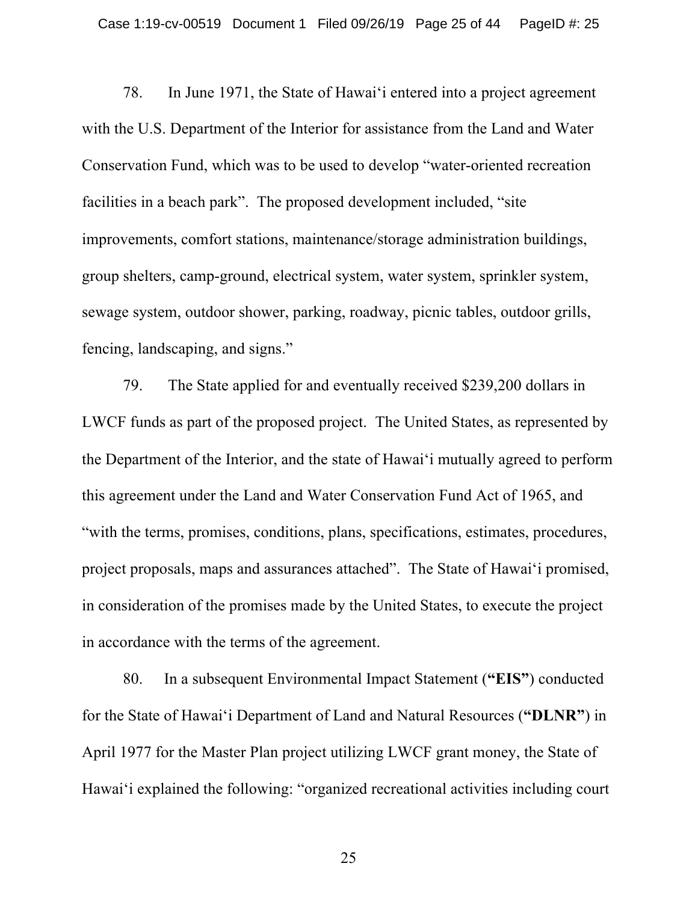78. In June 1971, the State of Hawai'i entered into a project agreement with the U.S. Department of the Interior for assistance from the Land and Water Conservation Fund, which was to be used to develop "water-oriented recreation facilities in a beach park". The proposed development included, "site improvements, comfort stations, maintenance/storage administration buildings, group shelters, camp-ground, electrical system, water system, sprinkler system, sewage system, outdoor shower, parking, roadway, picnic tables, outdoor grills, fencing, landscaping, and signs."

79. The State applied for and eventually received $239,200 dollars in LWCF funds as part of the proposed project. The United States, as represented by the Department of the Interior, and the state of Hawai'i mutually agreed to perform this agreement under the Land and Water Conservation Fund Act of 1965, and "with the terms, promises, conditions, plans, specifications, estimates, procedures, project proposals, maps and assurances attached". The State of Hawai'i promised, in consideration of the promises made by the United States, to execute the project in accordance with the terms of the agreement.

80. In a subsequent Environmental Impact Statement (**"EIS"**) conducted for the State of Hawai'i Department of Land and Natural Resources (**"DLNR"**) in April 1977 for the Master Plan project utilizing LWCF grant money, the State of Hawai'i explained the following: "organized recreational activities including court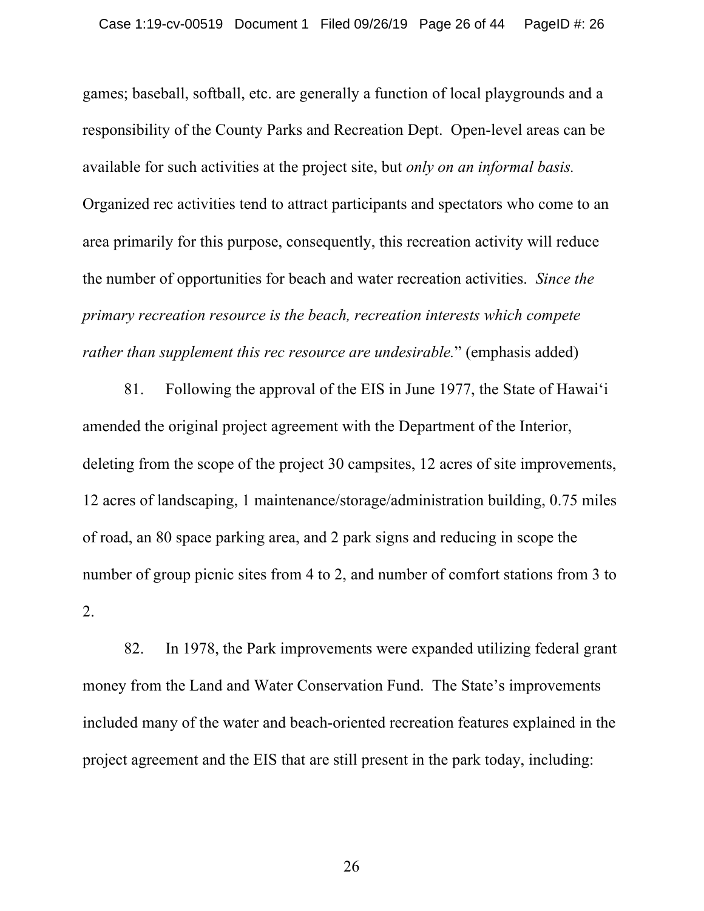games; baseball, softball, etc. are generally a function of local playgrounds and a responsibility of the County Parks and Recreation Dept. Open-level areas can be available for such activities at the project site, but *only on an informal basis.* Organized rec activities tend to attract participants and spectators who come to an area primarily for this purpose, consequently, this recreation activity will reduce the number of opportunities for beach and water recreation activities. *Since the primary recreation resource is the beach, recreation interests which compete rather than supplement this rec resource are undesirable.*" (emphasis added)

81. Following the approval of the EIS in June 1977, the State of Hawai'i amended the original project agreement with the Department of the Interior, deleting from the scope of the project 30 campsites, 12 acres of site improvements, 12 acres of landscaping, 1 maintenance/storage/administration building, 0.75 miles of road, an 80 space parking area, and 2 park signs and reducing in scope the number of group picnic sites from 4 to 2, and number of comfort stations from 3 to 2.

82. In 1978, the Park improvements were expanded utilizing federal grant money from the Land and Water Conservation Fund. The State's improvements included many of the water and beach-oriented recreation features explained in the project agreement and the EIS that are still present in the park today, including: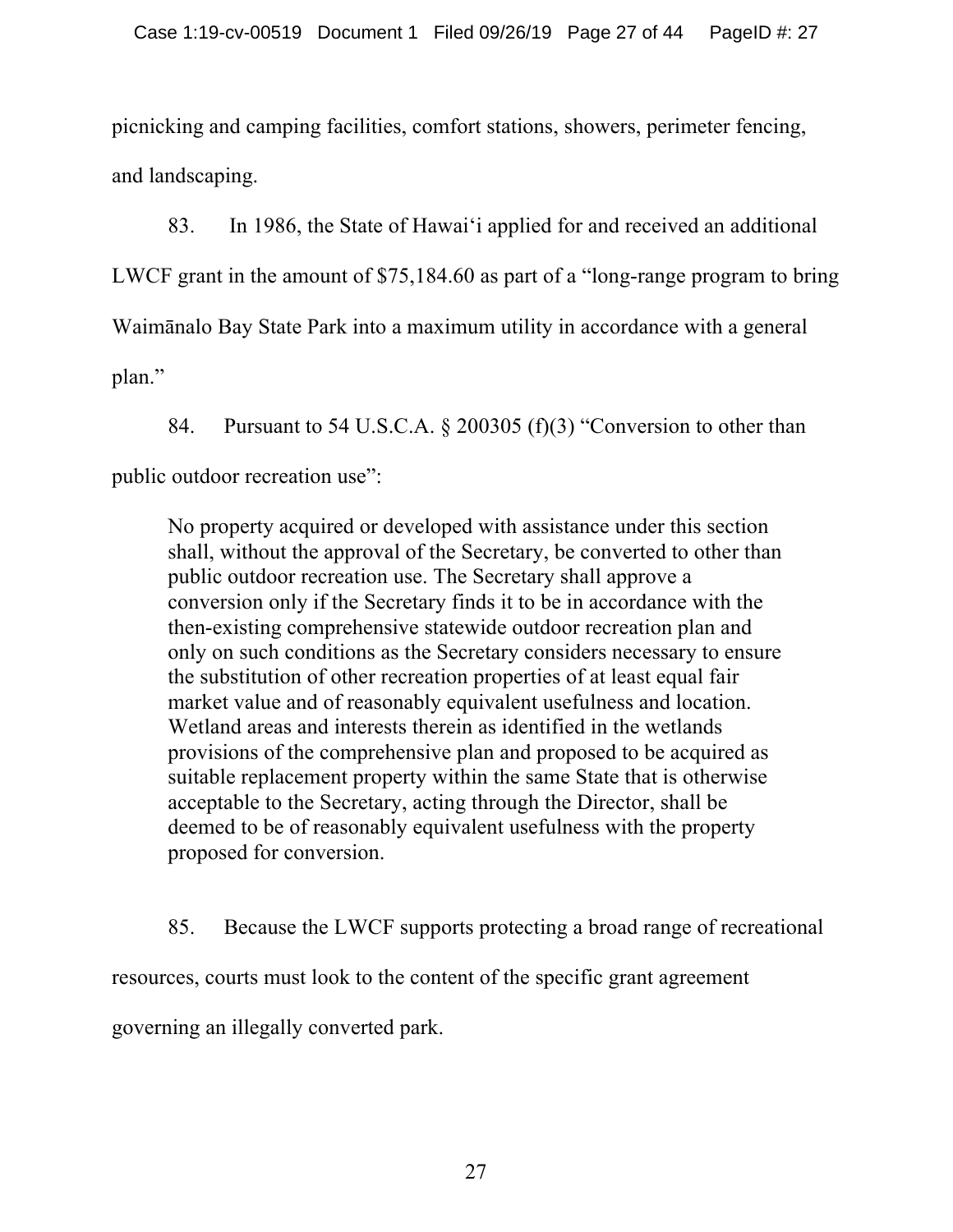picnicking and camping facilities, comfort stations, showers, perimeter fencing, and landscaping.

83. In 1986, the State of Hawaiʻi applied for and received an additional LWCF grant in the amount of $75,184.60 as part of a "long-range program to bring Waimānalo Bay State Park into a maximum utility in accordance with a general plan."

84. Pursuant to 54 U.S.C.A. § 200305 (f)(3) "Conversion to other than public outdoor recreation use":

> No property acquired or developed with assistance under this section shall, without the approval of the Secretary, be converted to other than public outdoor recreation use. The Secretary shall approve a conversion only if the Secretary finds it to be in accordance with the then-existing comprehensive statewide outdoor recreation plan and only on such conditions as the Secretary considers necessary to ensure the substitution of other recreation properties of at least equal fair market value and of reasonably equivalent usefulness and location. Wetland areas and interests therein as identified in the wetlands provisions of the comprehensive plan and proposed to be acquired as suitable replacement property within the same State that is otherwise acceptable to the Secretary, acting through the Director, shall be deemed to be of reasonably equivalent usefulness with the property proposed for conversion.

85. Because the LWCF supports protecting a broad range of recreational resources, courts must look to the content of the specific grant agreement governing an illegally converted park.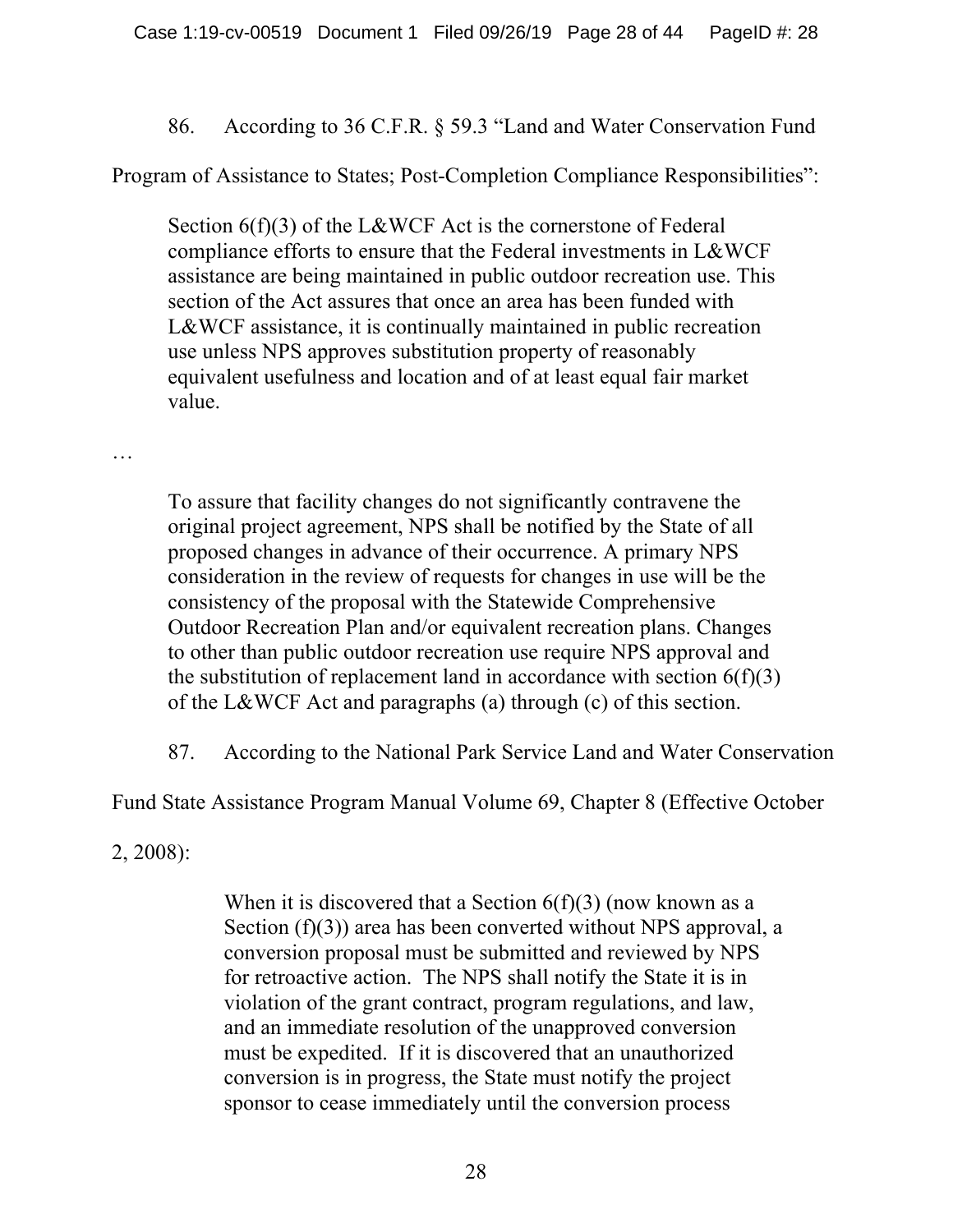86. According to 36 C.F.R. § 59.3 "Land and Water Conservation Fund Program of Assistance to States; Post-Completion Compliance Responsibilities":

> Section 6(f)(3) of the L&WCF Act is the cornerstone of Federal compliance efforts to ensure that the Federal investments in L&WCF assistance are being maintained in public outdoor recreation use. This section of the Act assures that once an area has been funded with L&WCF assistance, it is continually maintained in public recreation use unless NPS approves substitution property of reasonably equivalent usefulness and location and of at least equal fair market value.

…

> To assure that facility changes do not significantly contravene the original project agreement, NPS shall be notified by the State of all proposed changes in advance of their occurrence. A primary NPS consideration in the review of requests for changes in use will be the consistency of the proposal with the Statewide Comprehensive Outdoor Recreation Plan and/or equivalent recreation plans. Changes to other than public outdoor recreation use require NPS approval and the substitution of replacement land in accordance with section 6(f)(3) of the L&WCF Act and paragraphs (a) through (c) of this section.

87. According to the National Park Service Land and Water Conservation Fund State Assistance Program Manual Volume 69, Chapter 8 (Effective October 2, 2008):

> When it is discovered that a Section 6(f)(3) (now known as a Section (f)(3)) area has been converted without NPS approval, a conversion proposal must be submitted and reviewed by NPS for retroactive action. The NPS shall notify the State it is in violation of the grant contract, program regulations, and law, and an immediate resolution of the unapproved conversion must be expedited. If it is discovered that an unauthorized conversion is in progress, the State must notify the project sponsor to cease immediately until the conversion process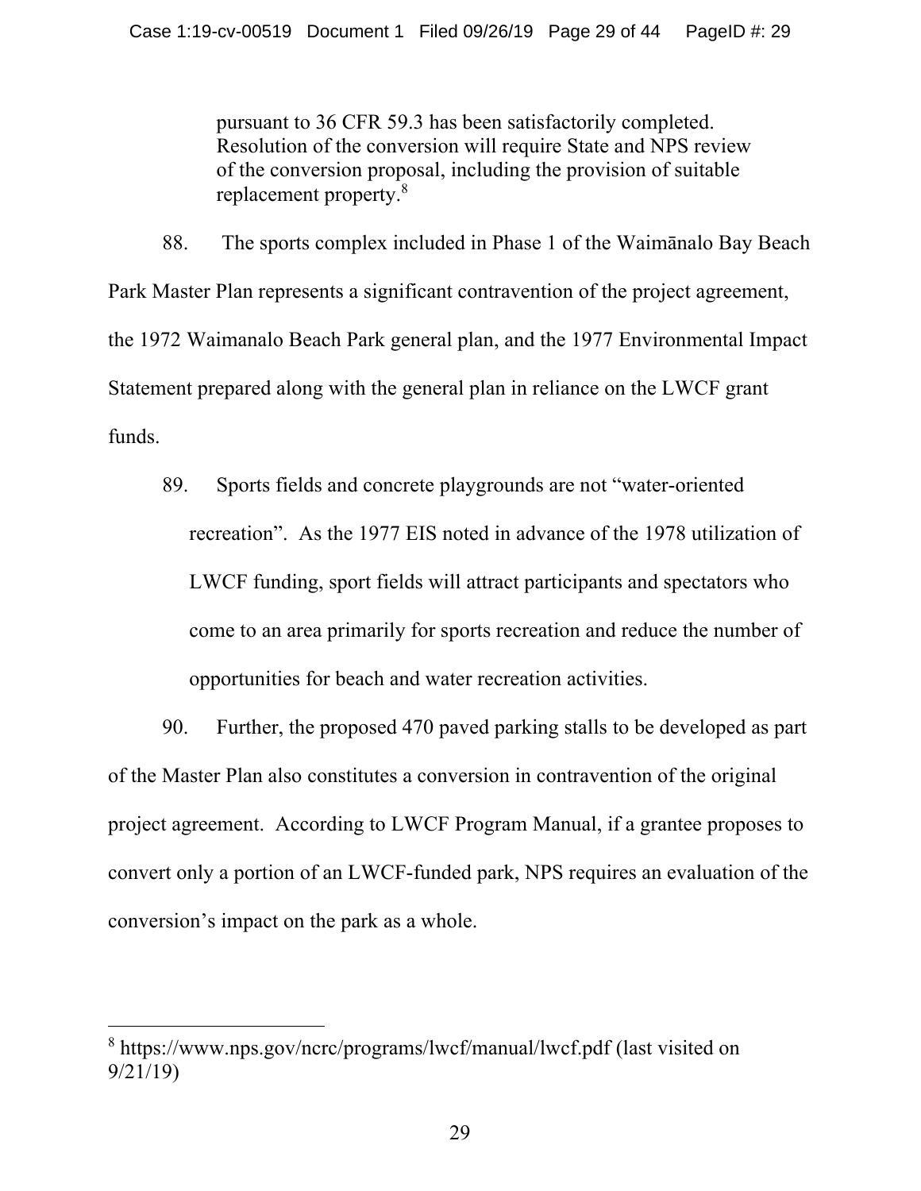> pursuant to 36 CFR 59.3 has been satisfactorily completed. Resolution of the conversion will require State and NPS review of the conversion proposal, including the provision of suitable replacement property.[8]

88. The sports complex included in Phase 1 of the Waimānalo Bay Beach Park Master Plan represents a significant contravention of the project agreement, the 1972 Waimanalo Beach Park general plan, and the 1977 Environmental Impact Statement prepared along with the general plan in reliance on the LWCF grant funds.

89. Sports fields and concrete playgrounds are not "water-oriented recreation". As the 1977 EIS noted in advance of the 1978 utilization of LWCF funding, sport fields will attract participants and spectators who come to an area primarily for sports recreation and reduce the number of opportunities for beach and water recreation activities.

90. Further, the proposed 470 paved parking stalls to be developed as part of the Master Plan also constitutes a conversion in contravention of the original project agreement. According to LWCF Program Manual, if a grantee proposes to convert only a portion of an LWCF-funded park, NPS requires an evaluation of the conversion's impact on the park as a whole.

---

[8] https://www.nps.gov/ncrc/programs/lwcf/manual/lwcf.pdf (last visited on 9/21/19)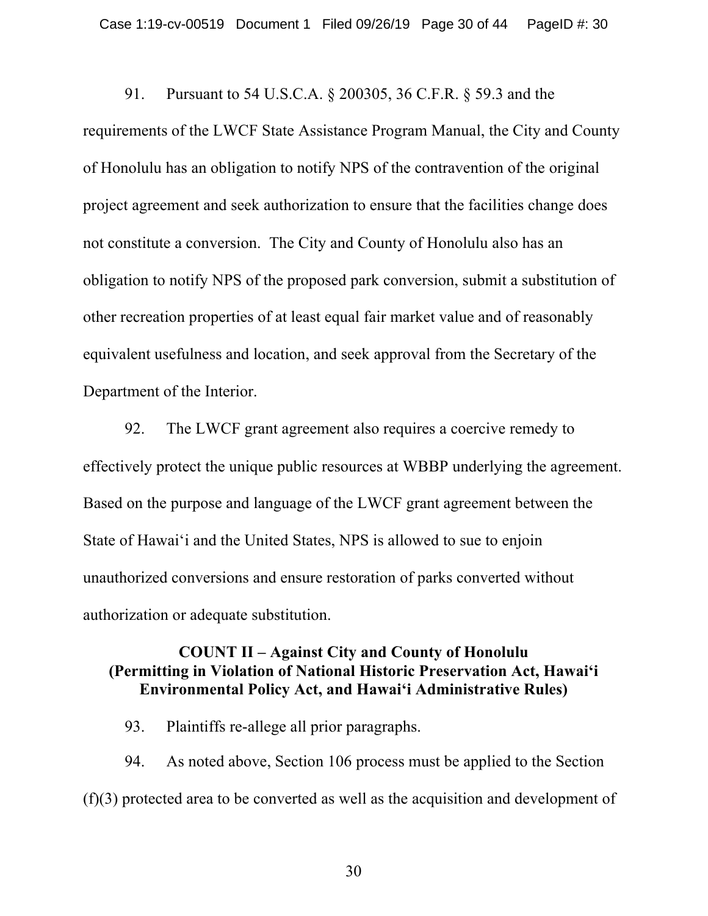91. Pursuant to 54 U.S.C.A. § 200305, 36 C.F.R. § 59.3 and the requirements of the LWCF State Assistance Program Manual, the City and County of Honolulu has an obligation to notify NPS of the contravention of the original project agreement and seek authorization to ensure that the facilities change does not constitute a conversion. The City and County of Honolulu also has an obligation to notify NPS of the proposed park conversion, submit a substitution of other recreation properties of at least equal fair market value and of reasonably equivalent usefulness and location, and seek approval from the Secretary of the Department of the Interior.

92. The LWCF grant agreement also requires a coercive remedy to effectively protect the unique public resources at WBBP underlying the agreement. Based on the purpose and language of the LWCF grant agreement between the State of Hawaiʻi and the United States, NPS is allowed to sue to enjoin unauthorized conversions and ensure restoration of parks converted without authorization or adequate substitution.

**COUNT II – Against City and County of Honolulu**
**(Permitting in Violation of National Historic Preservation Act, Hawaiʻi Environmental Policy Act, and Hawaiʻi Administrative Rules)**

93. Plaintiffs re-allege all prior paragraphs.

94. As noted above, Section 106 process must be applied to the Section (f)(3) protected area to be converted as well as the acquisition and development of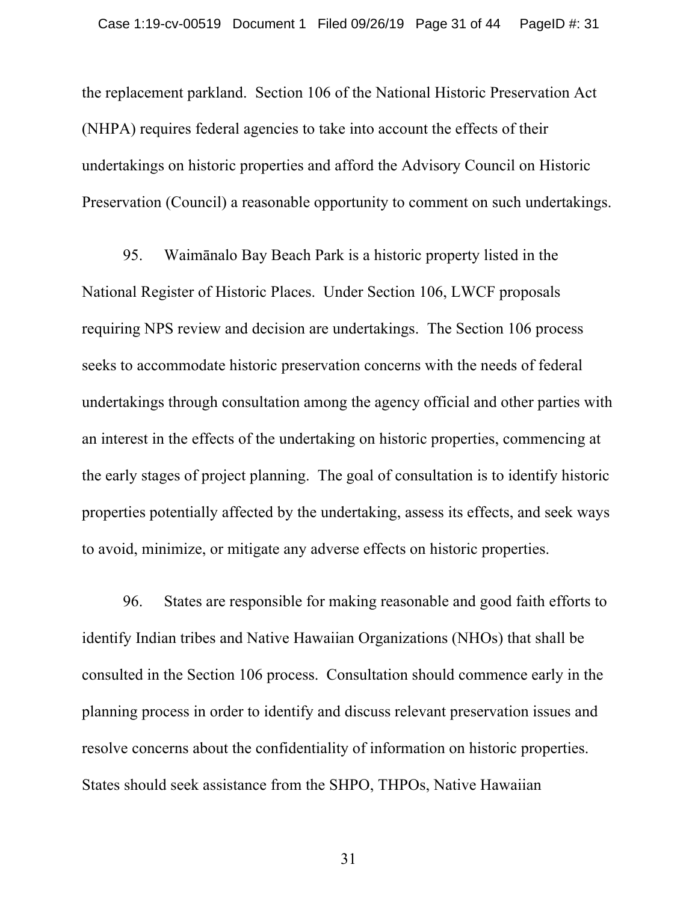the replacement parkland. Section 106 of the National Historic Preservation Act (NHPA) requires federal agencies to take into account the effects of their undertakings on historic properties and afford the Advisory Council on Historic Preservation (Council) a reasonable opportunity to comment on such undertakings.

95. Waimānalo Bay Beach Park is a historic property listed in the National Register of Historic Places. Under Section 106, LWCF proposals requiring NPS review and decision are undertakings. The Section 106 process seeks to accommodate historic preservation concerns with the needs of federal undertakings through consultation among the agency official and other parties with an interest in the effects of the undertaking on historic properties, commencing at the early stages of project planning. The goal of consultation is to identify historic properties potentially affected by the undertaking, assess its effects, and seek ways to avoid, minimize, or mitigate any adverse effects on historic properties.

96. States are responsible for making reasonable and good faith efforts to identify Indian tribes and Native Hawaiian Organizations (NHOs) that shall be consulted in the Section 106 process. Consultation should commence early in the planning process in order to identify and discuss relevant preservation issues and resolve concerns about the confidentiality of information on historic properties. States should seek assistance from the SHPO, THPOs, Native Hawaiian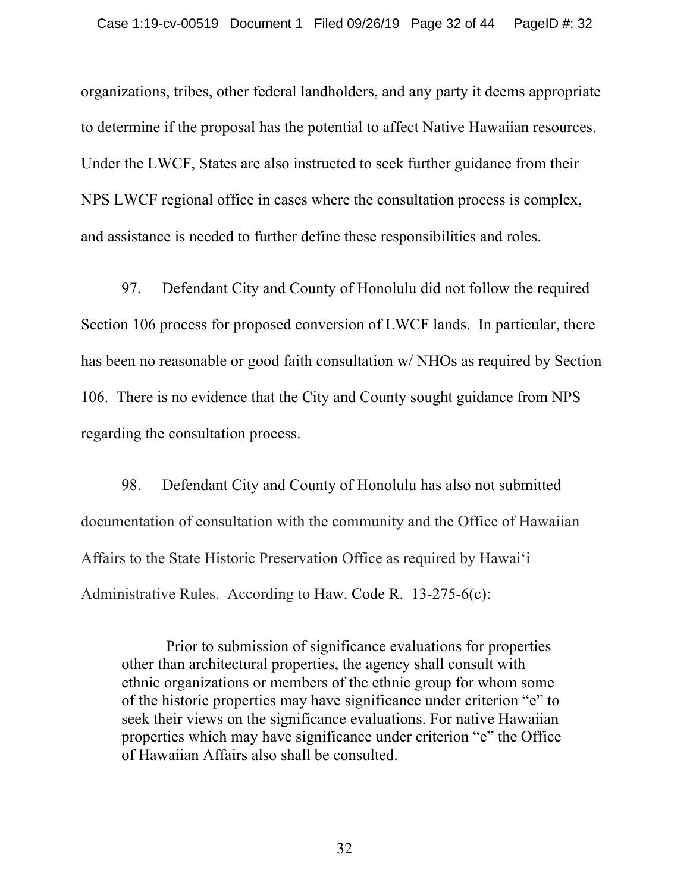organizations, tribes, other federal landholders, and any party it deems appropriate to determine if the proposal has the potential to affect Native Hawaiian resources. Under the LWCF, States are also instructed to seek further guidance from their NPS LWCF regional office in cases where the consultation process is complex, and assistance is needed to further define these responsibilities and roles.

97. Defendant City and County of Honolulu did not follow the required Section 106 process for proposed conversion of LWCF lands. In particular, there has been no reasonable or good faith consultation w/ NHOs as required by Section 106. There is no evidence that the City and County sought guidance from NPS regarding the consultation process.

98. Defendant City and County of Honolulu has also not submitted documentation of consultation with the community and the Office of Hawaiian Affairs to the State Historic Preservation Office as required by Hawai'i Administrative Rules. According to Haw. Code R. 13-275-6(c):

> Prior to submission of significance evaluations for properties other than architectural properties, the agency shall consult with ethnic organizations or members of the ethnic group for whom some of the historic properties may have significance under criterion "e" to seek their views on the significance evaluations. For native Hawaiian properties which may have significance under criterion "e" the Office of Hawaiian Affairs also shall be consulted.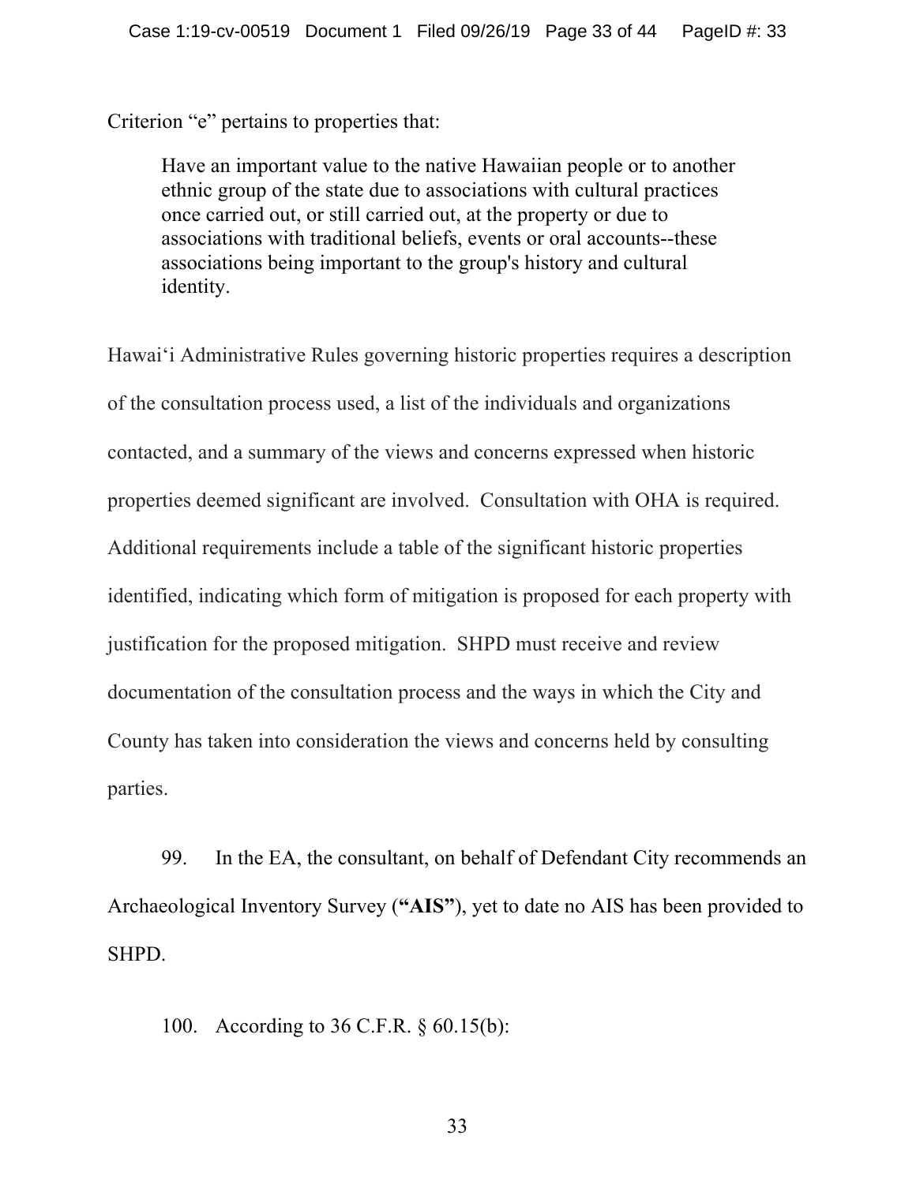Criterion "e" pertains to properties that:

> Have an important value to the native Hawaiian people or to another ethnic group of the state due to associations with cultural practices once carried out, or still carried out, at the property or due to associations with traditional beliefs, events or oral accounts--these associations being important to the group's history and cultural identity.

Hawaiʻi Administrative Rules governing historic properties requires a description of the consultation process used, a list of the individuals and organizations contacted, and a summary of the views and concerns expressed when historic properties deemed significant are involved. Consultation with OHA is required. Additional requirements include a table of the significant historic properties identified, indicating which form of mitigation is proposed for each property with justification for the proposed mitigation. SHPD must receive and review documentation of the consultation process and the ways in which the City and County has taken into consideration the views and concerns held by consulting parties.

99. In the EA, the consultant, on behalf of Defendant City recommends an Archaeological Inventory Survey (**"AIS"**), yet to date no AIS has been provided to SHPD.

100. According to 36 C.F.R. § 60.15(b):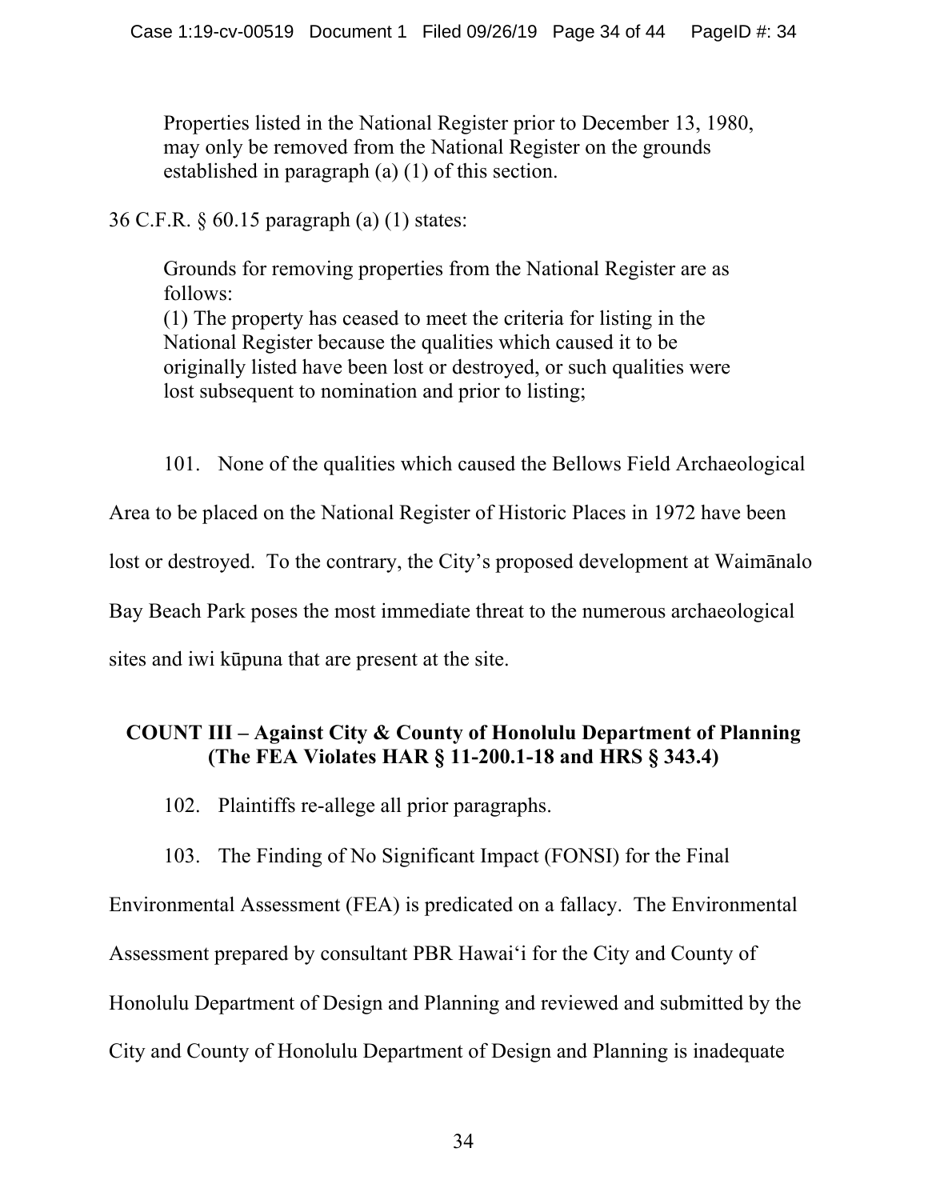> Properties listed in the National Register prior to December 13, 1980, may only be removed from the National Register on the grounds established in paragraph (a) (1) of this section.

36 C.F.R. § 60.15 paragraph (a) (1) states:

> Grounds for removing properties from the National Register are as follows:
> (1) The property has ceased to meet the criteria for listing in the National Register because the qualities which caused it to be originally listed have been lost or destroyed, or such qualities were lost subsequent to nomination and prior to listing;

101. None of the qualities which caused the Bellows Field Archaeological Area to be placed on the National Register of Historic Places in 1972 have been lost or destroyed. To the contrary, the City's proposed development at Waimānalo Bay Beach Park poses the most immediate threat to the numerous archaeological sites and iwi kūpuna that are present at the site.

**COUNT III – Against City & County of Honolulu Department of Planning (The FEA Violates HAR § 11-200.1-18 and HRS § 343.4)**

102. Plaintiffs re-allege all prior paragraphs.

103. The Finding of No Significant Impact (FONSI) for the Final Environmental Assessment (FEA) is predicated on a fallacy. The Environmental Assessment prepared by consultant PBR Hawaiʻi for the City and County of Honolulu Department of Design and Planning and reviewed and submitted by the City and County of Honolulu Department of Design and Planning is inadequate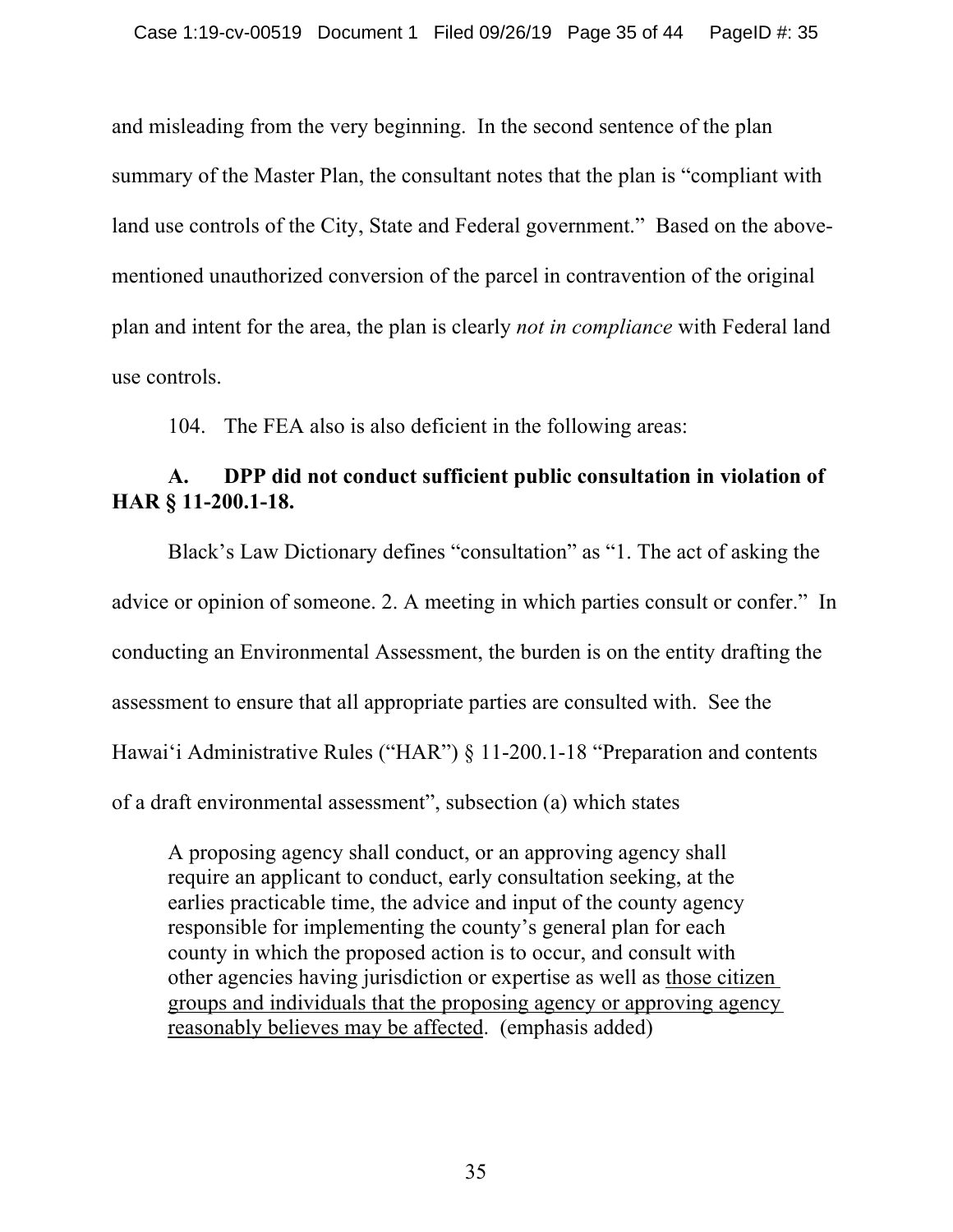and misleading from the very beginning. In the second sentence of the plan summary of the Master Plan, the consultant notes that the plan is "compliant with land use controls of the City, State and Federal government." Based on the above-mentioned unauthorized conversion of the parcel in contravention of the original plan and intent for the area, the plan is clearly *not in compliance* with Federal land use controls.

104. The FEA also is also deficient in the following areas:

**A. DPP did not conduct sufficient public consultation in violation of HAR § 11-200.1-18.**

Black's Law Dictionary defines "consultation" as "1. The act of asking the advice or opinion of someone. 2. A meeting in which parties consult or confer." In conducting an Environmental Assessment, the burden is on the entity drafting the assessment to ensure that all appropriate parties are consulted with. See the Hawai'i Administrative Rules ("HAR") § 11-200.1-18 "Preparation and contents of a draft environmental assessment", subsection (a) which states

> A proposing agency shall conduct, or an approving agency shall require an applicant to conduct, early consultation seeking, at the earlies practicable time, the advice and input of the county agency responsible for implementing the county's general plan for each county in which the proposed action is to occur, and consult with other agencies having jurisdiction or expertise as well as <u>those citizen groups and individuals that the proposing agency or approving agency reasonably believes may be affected</u>. (emphasis added)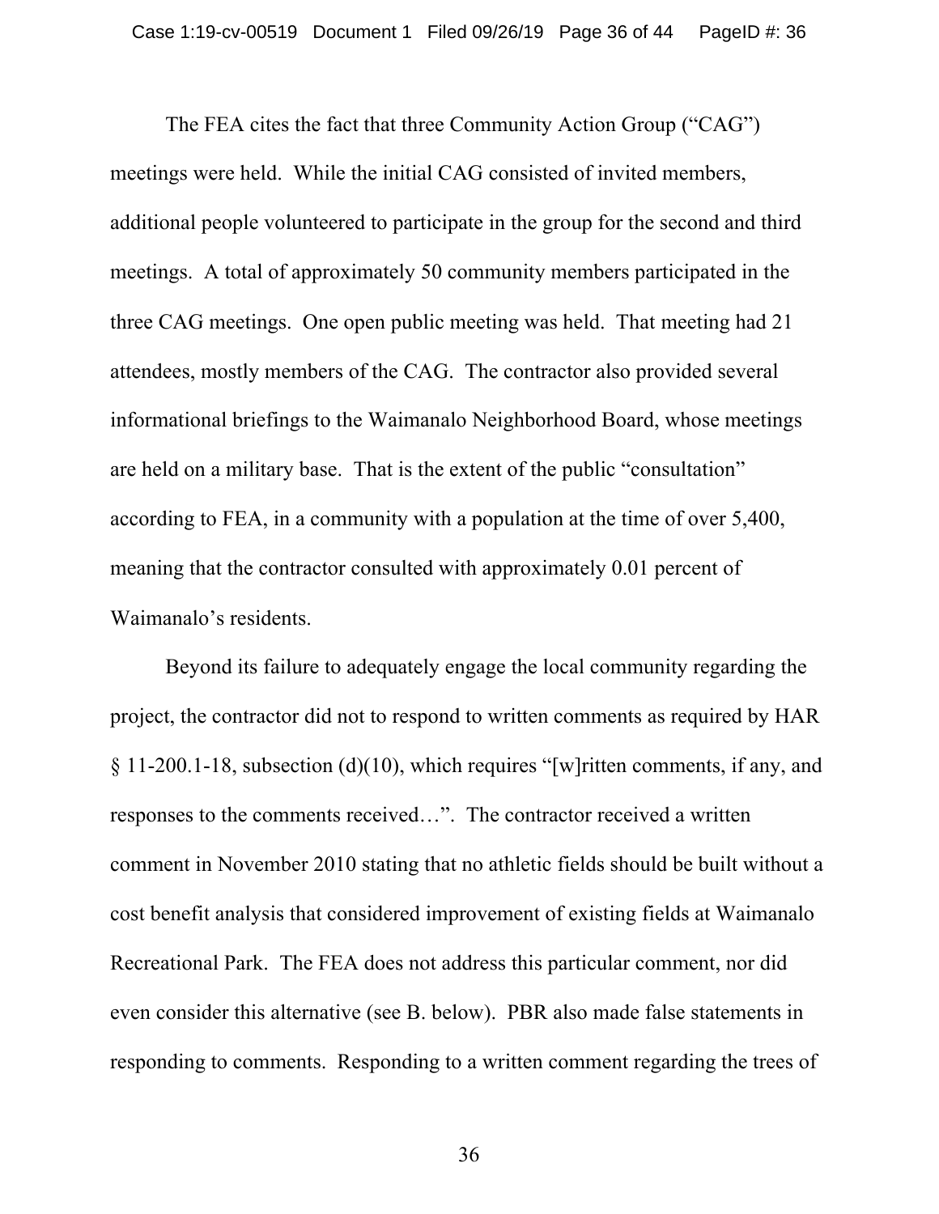The FEA cites the fact that three Community Action Group ("CAG") meetings were held. While the initial CAG consisted of invited members, additional people volunteered to participate in the group for the second and third meetings. A total of approximately 50 community members participated in the three CAG meetings. One open public meeting was held. That meeting had 21 attendees, mostly members of the CAG. The contractor also provided several informational briefings to the Waimanalo Neighborhood Board, whose meetings are held on a military base. That is the extent of the public "consultation" according to FEA, in a community with a population at the time of over 5,400, meaning that the contractor consulted with approximately 0.01 percent of Waimanalo's residents.

Beyond its failure to adequately engage the local community regarding the project, the contractor did not to respond to written comments as required by HAR § 11-200.1-18, subsection (d)(10), which requires "[w]ritten comments, if any, and responses to the comments received…". The contractor received a written comment in November 2010 stating that no athletic fields should be built without a cost benefit analysis that considered improvement of existing fields at Waimanalo Recreational Park. The FEA does not address this particular comment, nor did even consider this alternative (see B. below). PBR also made false statements in responding to comments. Responding to a written comment regarding the trees of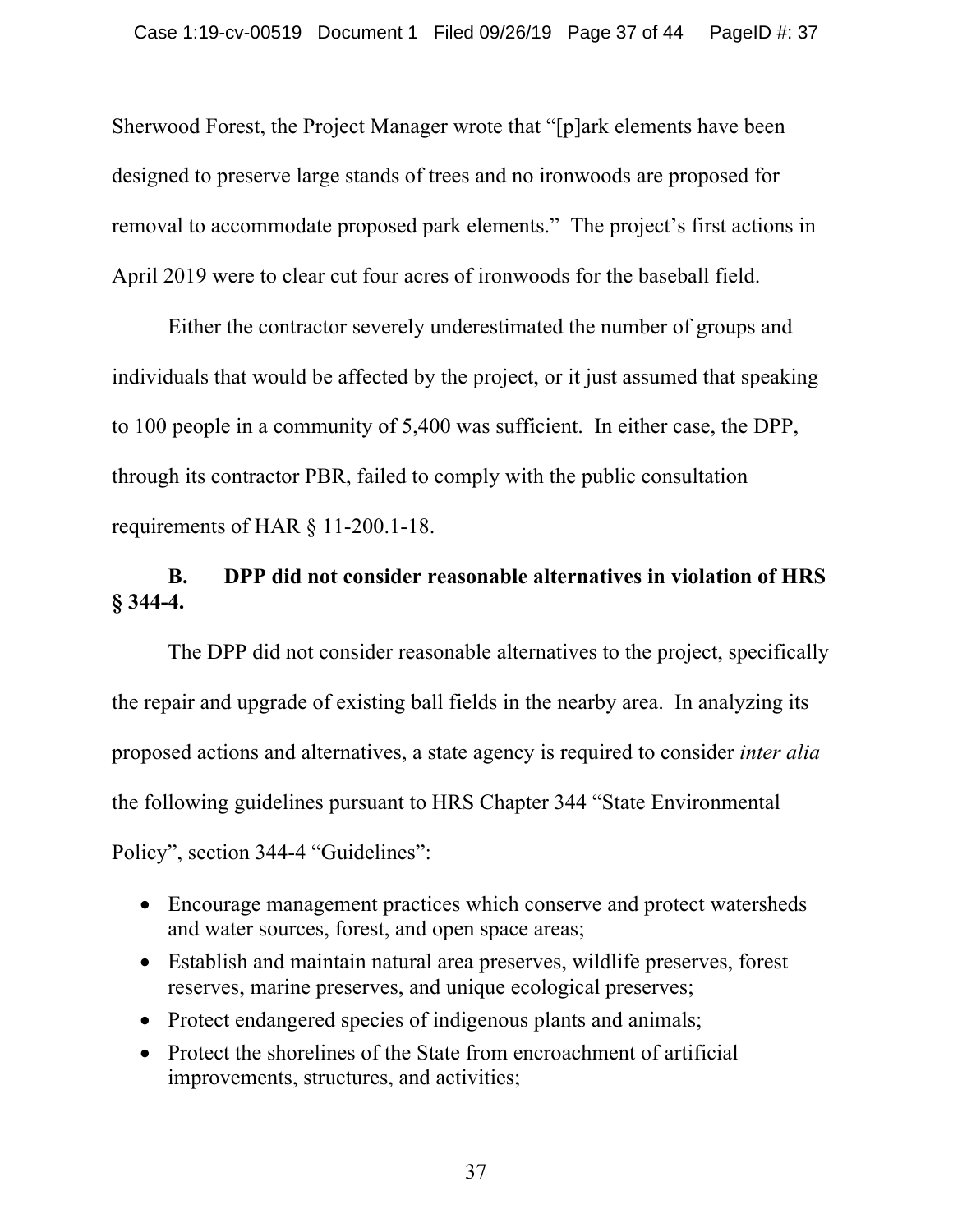Sherwood Forest, the Project Manager wrote that "[p]ark elements have been designed to preserve large stands of trees and no ironwoods are proposed for removal to accommodate proposed park elements." The project's first actions in April 2019 were to clear cut four acres of ironwoods for the baseball field.

Either the contractor severely underestimated the number of groups and individuals that would be affected by the project, or it just assumed that speaking to 100 people in a community of 5,400 was sufficient. In either case, the DPP, through its contractor PBR, failed to comply with the public consultation requirements of HAR § 11-200.1-18.

### B. DPP did not consider reasonable alternatives in violation of HRS § 344-4.

The DPP did not consider reasonable alternatives to the project, specifically the repair and upgrade of existing ball fields in the nearby area. In analyzing its proposed actions and alternatives, a state agency is required to consider *inter alia* the following guidelines pursuant to HRS Chapter 344 "State Environmental Policy", section 344-4 "Guidelines":

- Encourage management practices which conserve and protect watersheds and water sources, forest, and open space areas;
- Establish and maintain natural area preserves, wildlife preserves, forest reserves, marine preserves, and unique ecological preserves;
- Protect endangered species of indigenous plants and animals;
- Protect the shorelines of the State from encroachment of artificial improvements, structures, and activities;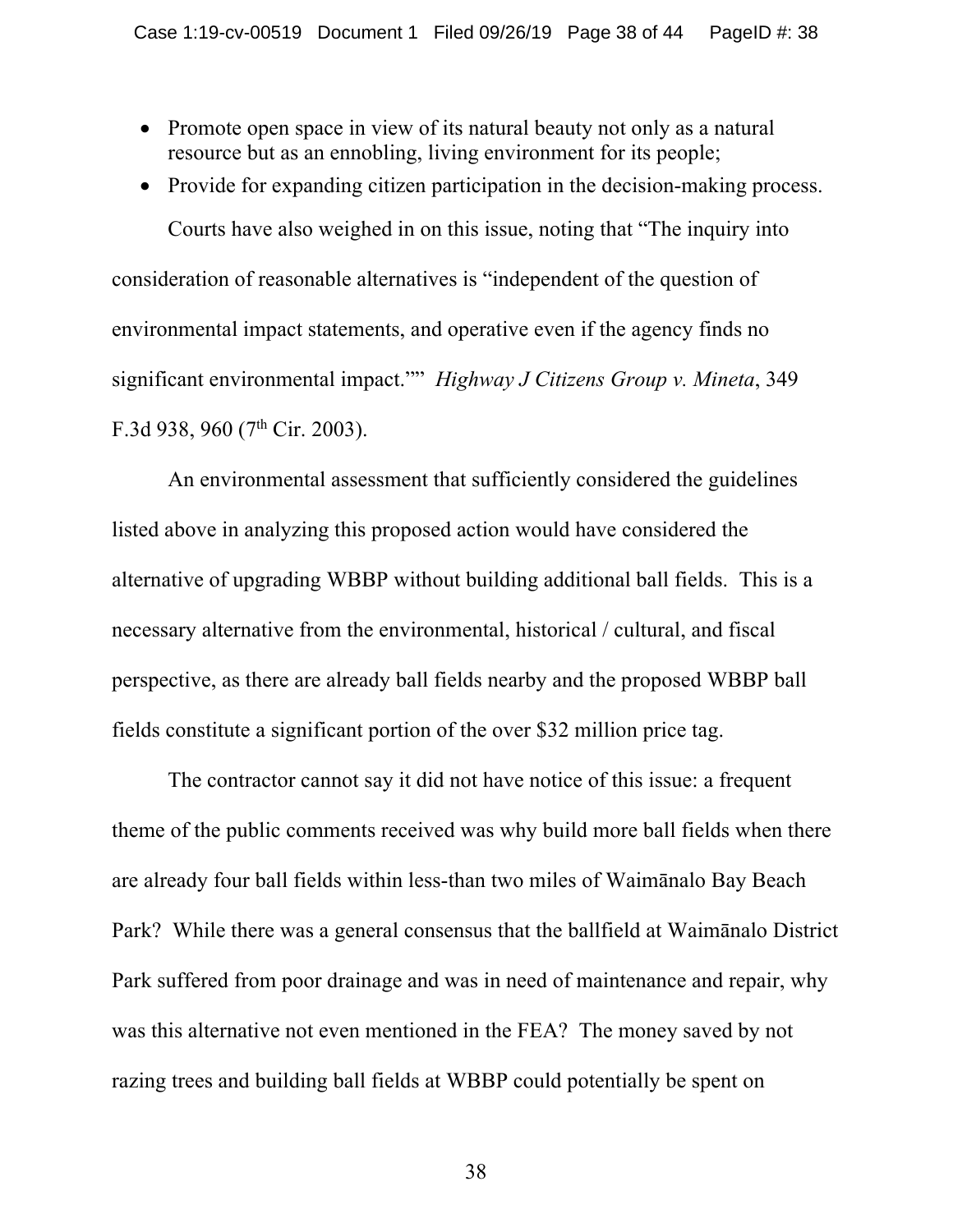- Promote open space in view of its natural beauty not only as a natural resource but as an ennobling, living environment for its people;
- Provide for expanding citizen participation in the decision-making process.

Courts have also weighed in on this issue, noting that "The inquiry into consideration of reasonable alternatives is "independent of the question of environmental impact statements, and operative even if the agency finds no significant environmental impact."" *Highway J Citizens Group v. Mineta*, 349 F.3d 938, 960 (7th Cir. 2003).

An environmental assessment that sufficiently considered the guidelines listed above in analyzing this proposed action would have considered the alternative of upgrading WBBP without building additional ball fields. This is a necessary alternative from the environmental, historical / cultural, and fiscal perspective, as there are already ball fields nearby and the proposed WBBP ball fields constitute a significant portion of the over $32 million price tag.

The contractor cannot say it did not have notice of this issue: a frequent theme of the public comments received was why build more ball fields when there are already four ball fields within less-than two miles of Waimānalo Bay Beach Park? While there was a general consensus that the ballfield at Waimānalo District Park suffered from poor drainage and was in need of maintenance and repair, why was this alternative not even mentioned in the FEA? The money saved by not razing trees and building ball fields at WBBP could potentially be spent on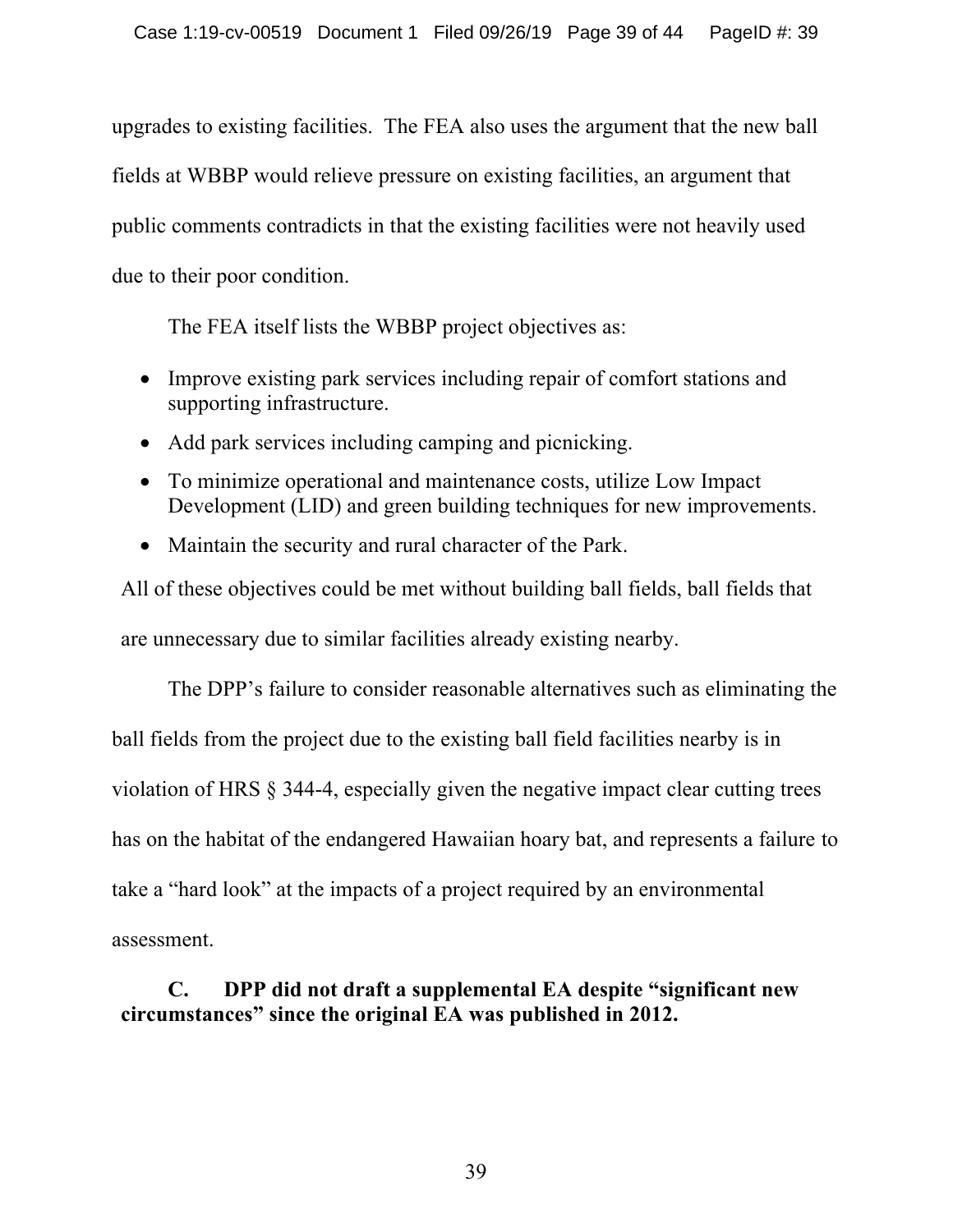upgrades to existing facilities. The FEA also uses the argument that the new ball fields at WBBP would relieve pressure on existing facilities, an argument that public comments contradicts in that the existing facilities were not heavily used due to their poor condition.

The FEA itself lists the WBBP project objectives as:

- Improve existing park services including repair of comfort stations and supporting infrastructure.
- Add park services including camping and picnicking.
- To minimize operational and maintenance costs, utilize Low Impact Development (LID) and green building techniques for new improvements.
- Maintain the security and rural character of the Park.

All of these objectives could be met without building ball fields, ball fields that are unnecessary due to similar facilities already existing nearby.

The DPP's failure to consider reasonable alternatives such as eliminating the ball fields from the project due to the existing ball field facilities nearby is in violation of HRS § 344-4, especially given the negative impact clear cutting trees has on the habitat of the endangered Hawaiian hoary bat, and represents a failure to take a "hard look" at the impacts of a project required by an environmental assessment.

**C. DPP did not draft a supplemental EA despite "significant new circumstances" since the original EA was published in 2012.**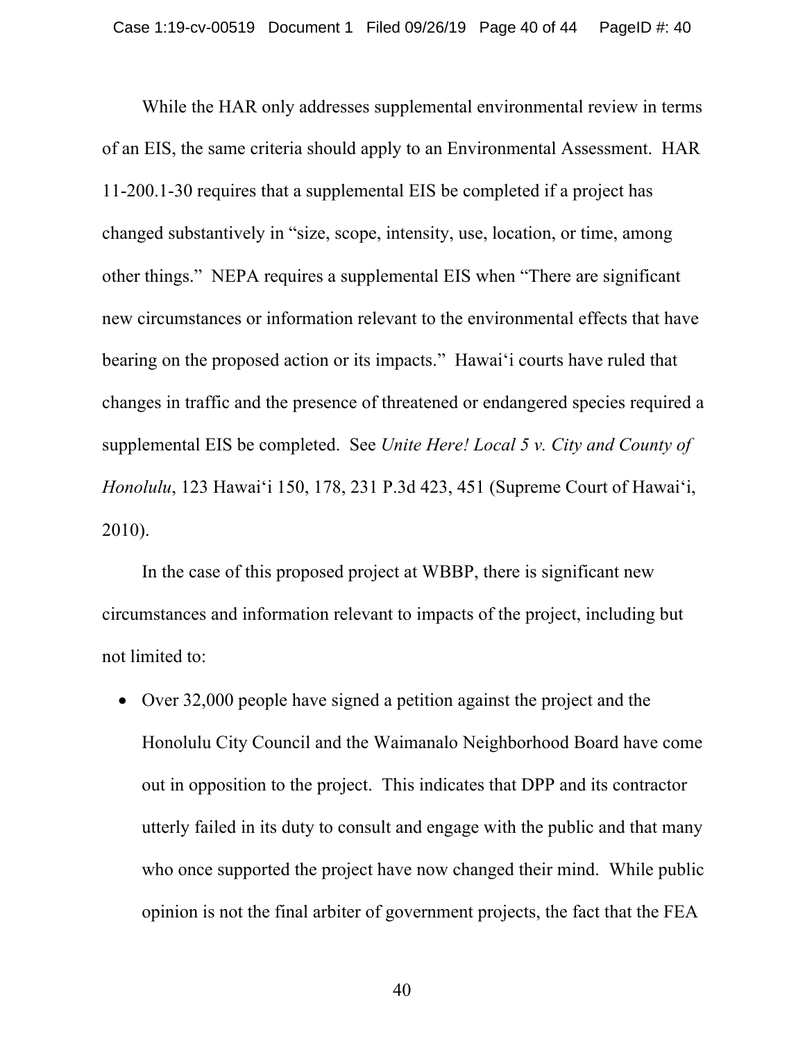While the HAR only addresses supplemental environmental review in terms of an EIS, the same criteria should apply to an Environmental Assessment. HAR 11-200.1-30 requires that a supplemental EIS be completed if a project has changed substantively in “size, scope, intensity, use, location, or time, among other things.” NEPA requires a supplemental EIS when “There are significant new circumstances or information relevant to the environmental effects that have bearing on the proposed action or its impacts.” Hawaiʻi courts have ruled that changes in traffic and the presence of threatened or endangered species required a supplemental EIS be completed. See *Unite Here! Local 5 v. City and County of Honolulu*, 123 Hawaiʻi 150, 178, 231 P.3d 423, 451 (Supreme Court of Hawaiʻi, 2010).

In the case of this proposed project at WBBP, there is significant new circumstances and information relevant to impacts of the project, including but not limited to:

- Over 32,000 people have signed a petition against the project and the Honolulu City Council and the Waimanalo Neighborhood Board have come out in opposition to the project. This indicates that DPP and its contractor utterly failed in its duty to consult and engage with the public and that many who once supported the project have now changed their mind. While public opinion is not the final arbiter of government projects, the fact that the FEA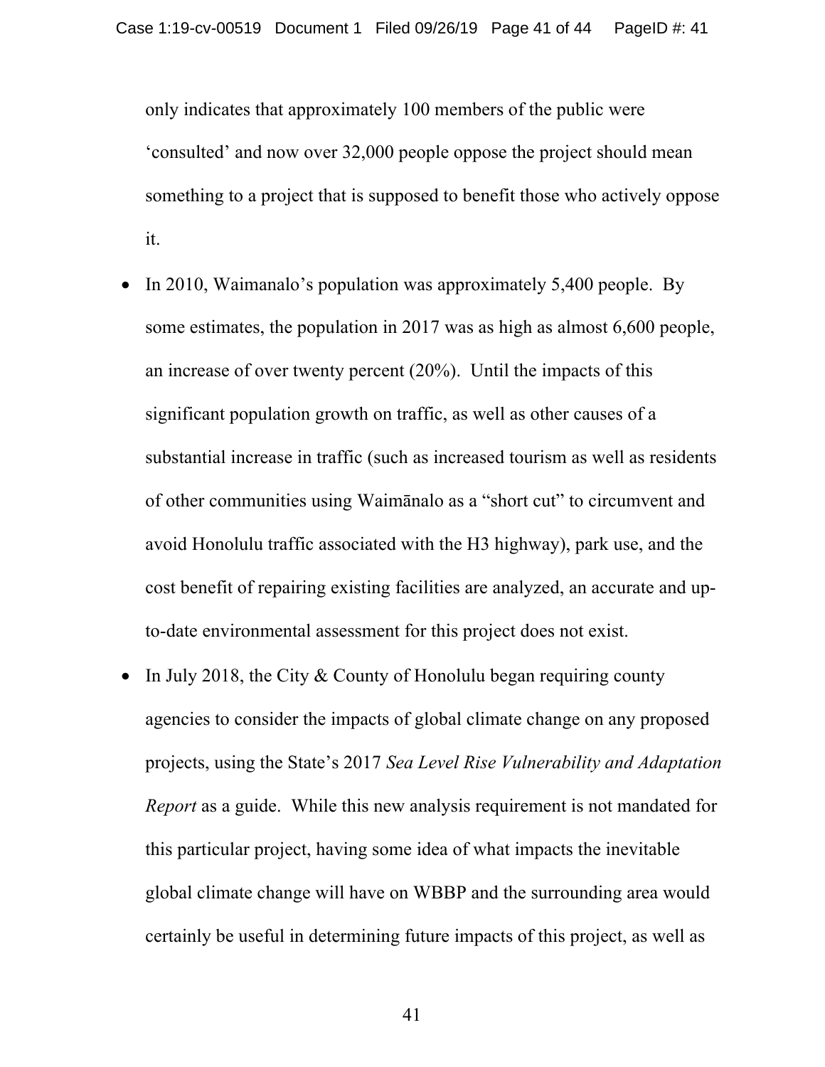only indicates that approximately 100 members of the public were 'consulted' and now over 32,000 people oppose the project should mean something to a project that is supposed to benefit those who actively oppose it.

- In 2010, Waimanalo's population was approximately 5,400 people. By some estimates, the population in 2017 was as high as almost 6,600 people, an increase of over twenty percent (20%). Until the impacts of this significant population growth on traffic, as well as other causes of a substantial increase in traffic (such as increased tourism as well as residents of other communities using Waimānalo as a "short cut" to circumvent and avoid Honolulu traffic associated with the H3 highway), park use, and the cost benefit of repairing existing facilities are analyzed, an accurate and up-to-date environmental assessment for this project does not exist.
- In July 2018, the City & County of Honolulu began requiring county agencies to consider the impacts of global climate change on any proposed projects, using the State's 2017 *Sea Level Rise Vulnerability and Adaptation Report* as a guide. While this new analysis requirement is not mandated for this particular project, having some idea of what impacts the inevitable global climate change will have on WBBP and the surrounding area would certainly be useful in determining future impacts of this project, as well as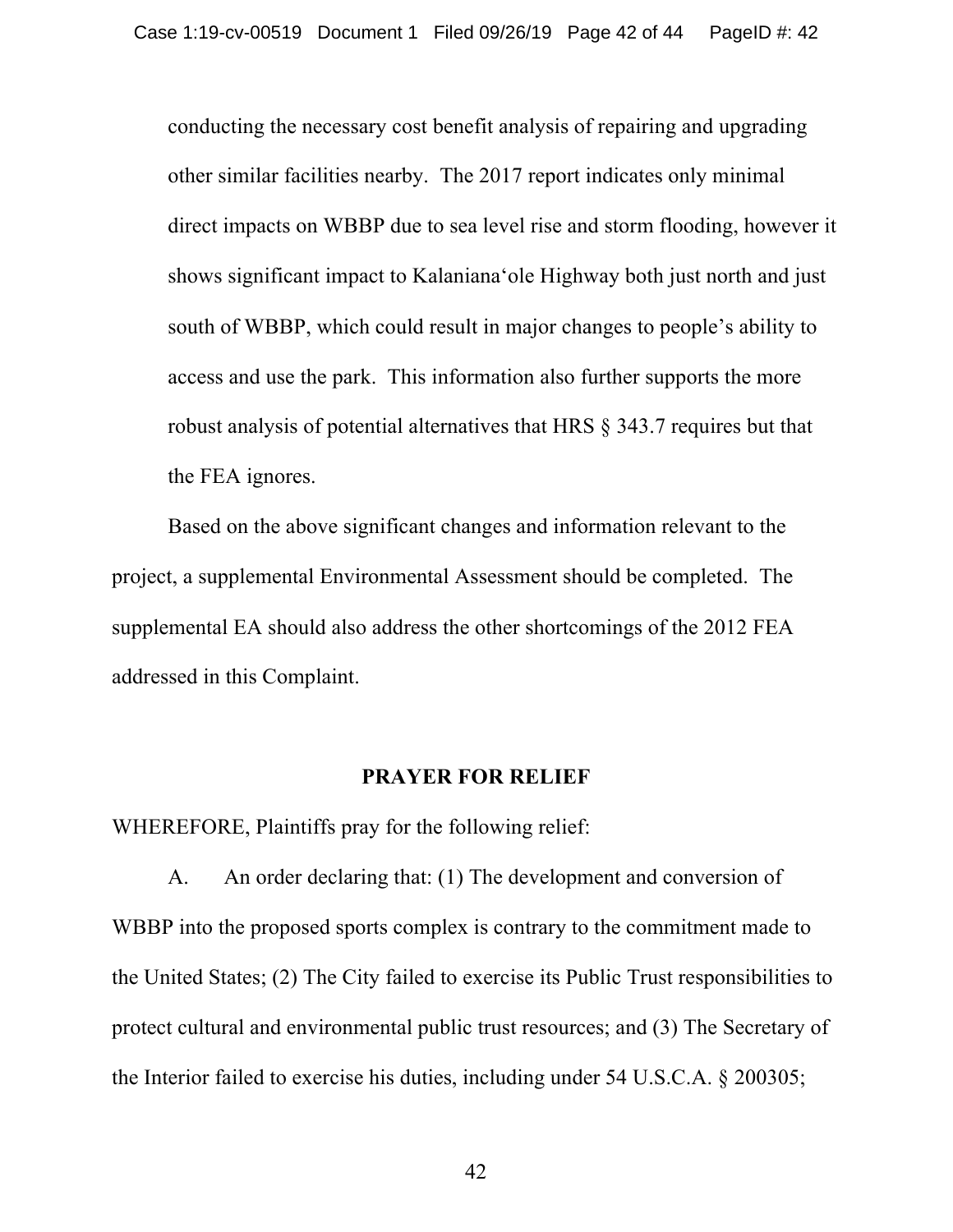conducting the necessary cost benefit analysis of repairing and upgrading other similar facilities nearby. The 2017 report indicates only minimal direct impacts on WBBP due to sea level rise and storm flooding, however it shows significant impact to Kalaniana'ole Highway both just north and just south of WBBP, which could result in major changes to people's ability to access and use the park. This information also further supports the more robust analysis of potential alternatives that HRS § 343.7 requires but that the FEA ignores.

Based on the above significant changes and information relevant to the project, a supplemental Environmental Assessment should be completed. The supplemental EA should also address the other shortcomings of the 2012 FEA addressed in this Complaint.

## PRAYER FOR RELIEF

WHEREFORE, Plaintiffs pray for the following relief:

A. An order declaring that: (1) The development and conversion of WBBP into the proposed sports complex is contrary to the commitment made to the United States; (2) The City failed to exercise its Public Trust responsibilities to protect cultural and environmental public trust resources; and (3) The Secretary of the Interior failed to exercise his duties, including under 54 U.S.C.A. § 200305;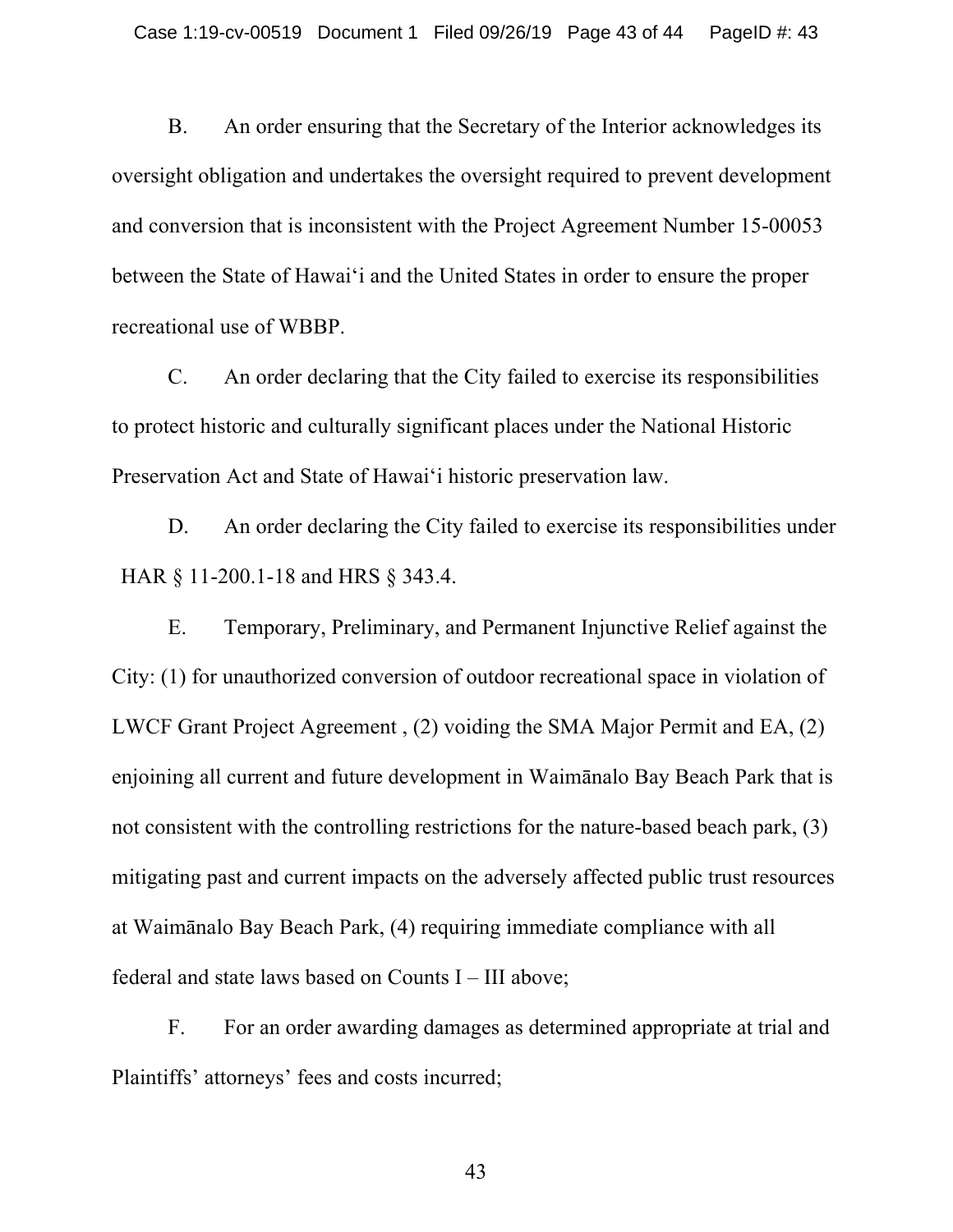B. An order ensuring that the Secretary of the Interior acknowledges its oversight obligation and undertakes the oversight required to prevent development and conversion that is inconsistent with the Project Agreement Number 15-00053 between the State of Hawaiʻi and the United States in order to ensure the proper recreational use of WBBP.

C. An order declaring that the City failed to exercise its responsibilities to protect historic and culturally significant places under the National Historic Preservation Act and State of Hawaiʻi historic preservation law.

D. An order declaring the City failed to exercise its responsibilities under HAR § 11-200.1-18 and HRS § 343.4.

E. Temporary, Preliminary, and Permanent Injunctive Relief against the City: (1) for unauthorized conversion of outdoor recreational space in violation of LWCF Grant Project Agreement , (2) voiding the SMA Major Permit and EA, (2) enjoining all current and future development in Waimānalo Bay Beach Park that is not consistent with the controlling restrictions for the nature-based beach park, (3) mitigating past and current impacts on the adversely affected public trust resources at Waimānalo Bay Beach Park, (4) requiring immediate compliance with all federal and state laws based on Counts I – III above;

F. For an order awarding damages as determined appropriate at trial and Plaintiffs' attorneys' fees and costs incurred;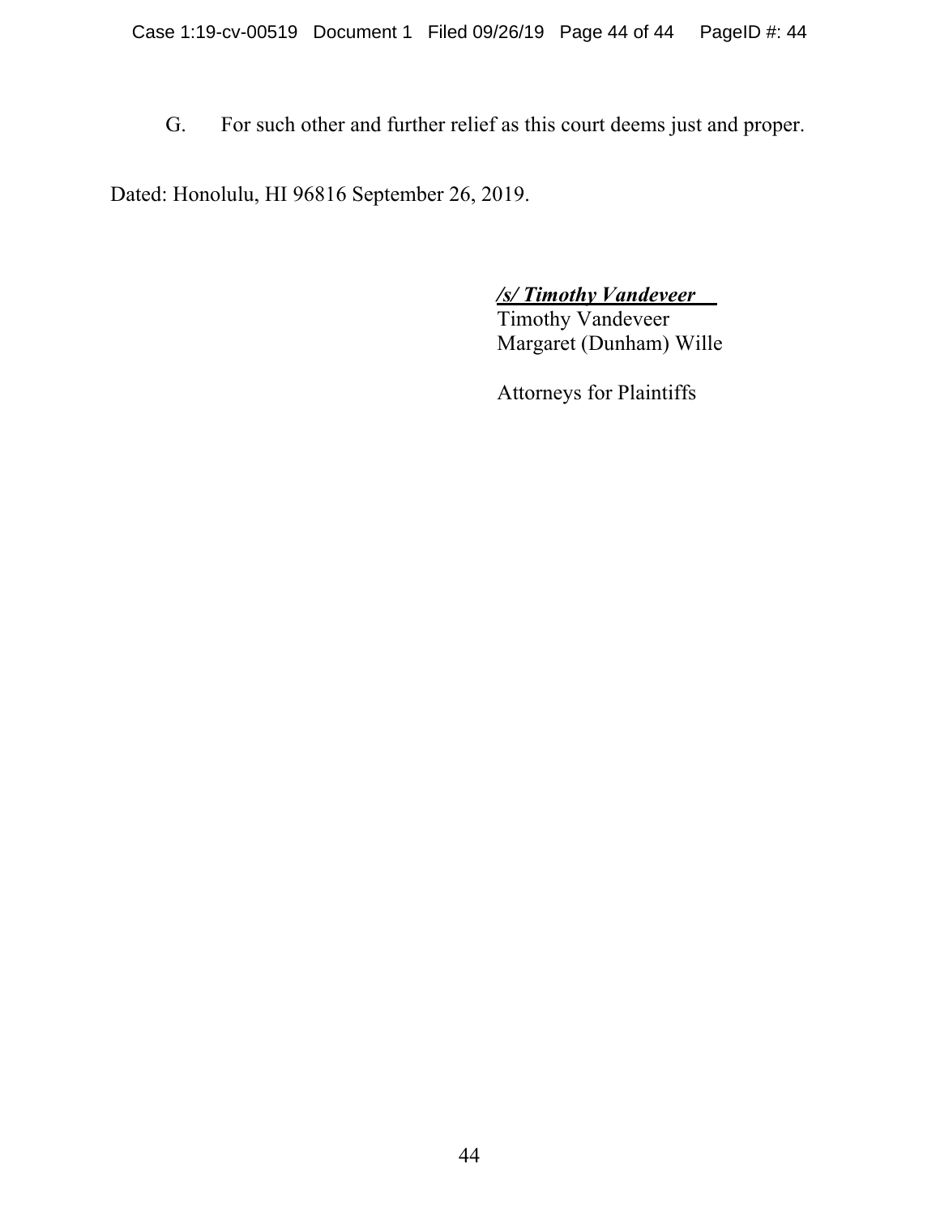G. For such other and further relief as this court deems just and proper.

Dated: Honolulu, HI 96816 September 26, 2019.

***/s/ Timothy Vandeveer***
Timothy Vandeveer
Margaret (Dunham) Wille

Attorneys for Plaintiffs